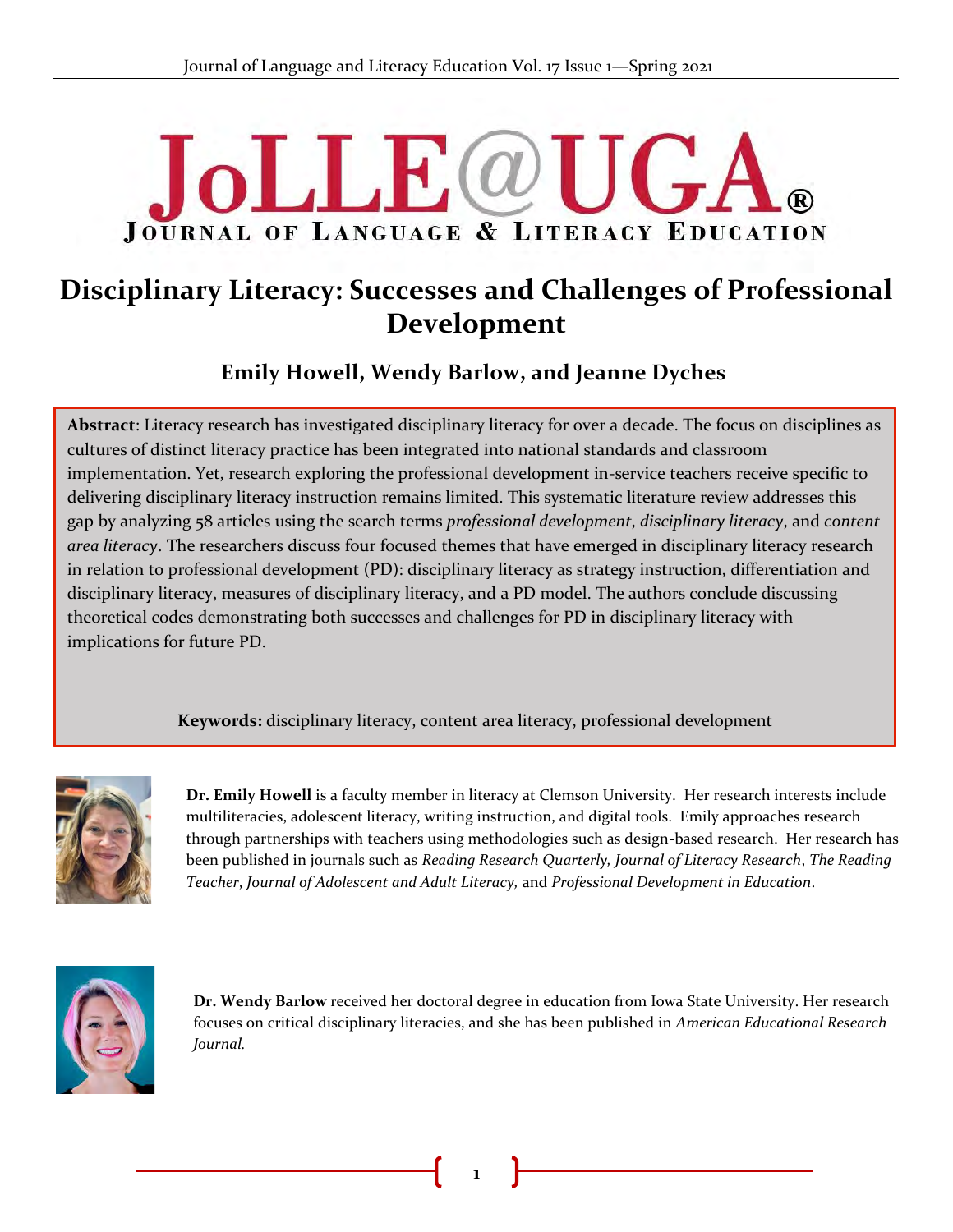# Disciplinary Literacy: Successes and Challenges of Professional Development

## Emily Howell, Wendy Barlow, and Jeanne Dyches

**Abstract**: Literacy research has investigated disciplinary literacy for over a decade. The focus on disciplines as cultures of distinct literacy practice has been integrated into national standards and classroom implementation. Yet, research exploring the professional development in-service teachers receive specific to delivering disciplinary literacy instruction remains limited. This systematic literature review addresses this gap by analyzing 58 articles using the search terms *professional development*, *disciplinary literacy*, and *content area literacy*. The researchers discuss four focused themes that have emerged in disciplinary literacy research in relation to professional development (PD): disciplinary literacy as strategy instruction, differentiation and disciplinary literacy, measures of disciplinary literacy, and a PD model. The authors conclude discussing theoretical codes demonstrating both successes and challenges for PD in disciplinary literacy with implications for future PD.

**Keywords:** disciplinary literacy, content area literacy, professional development

**Dr. Emily Howell** is a faculty member in literacy at Clemson University. Her research interests include multiliteracies, adolescent literacy, writing instruction, and digital tools. Emily approaches research through partnerships with teachers using methodologies such as design-based research. Her research has been published in journals such as *Reading Research Quarterly, Journal of Literacy Research*, *The Reading Teacher*, *Journal of Adolescent and Adult Literacy,* and *Professional Development in Education*.

**Dr. Wendy Barlow** received her doctoral degree in education from Iowa State University. Her research focuses on critical disciplinary literacies, and she has been published in *American Educational Research Journal.*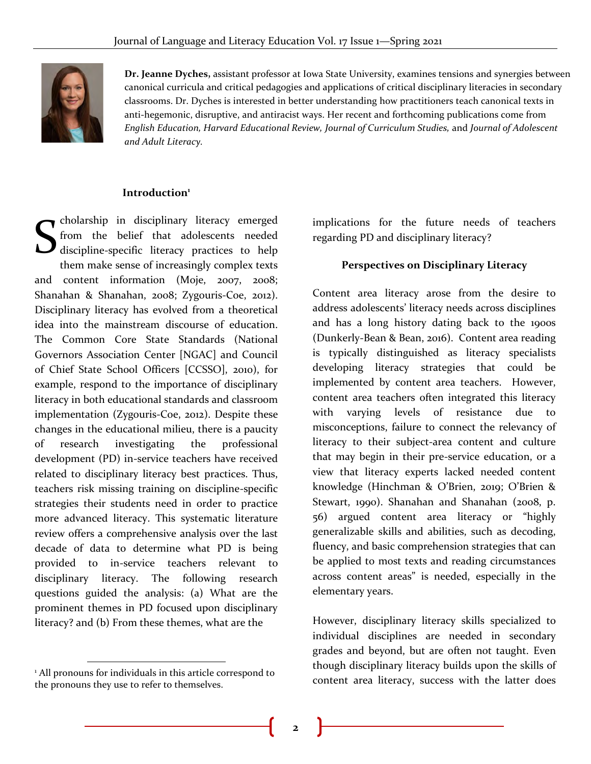**Dr. Jeanne Dyches,** assistant professor at Iowa State University, examines tensions and synergies between canonical curricula and critical pedagogies and applications of critical disciplinary literacies in secondary classrooms. Dr. Dyches is interested in better understanding how practitioners teach canonical texts in anti-hegemonic, disruptive, and antiracist ways. Her recent and forthcoming publications come from *English Education, Harvard Educational Review, Journal of Curriculum Studies,* and *Journal of Adolescent and Adult Literacy.*

## Introduction[1]

Scholarship in disciplinary literacy emerged from the belief that adolescents needed discipline-specific literacy practices to help them make sense of increasingly complex texts and content information (Moje, 2007, 2008; Shanahan & Shanahan, 2008; Zygouris-Coe, 2012). Disciplinary literacy has evolved from a theoretical idea into the mainstream discourse of education. The Common Core State Standards (National Governors Association Center [NGAC] and Council of Chief State School Officers [CCSSO], 2010), for example, respond to the importance of disciplinary literacy in both educational standards and classroom implementation (Zygouris-Coe, 2012). Despite these changes in the educational milieu, there is a paucity of research investigating the professional development (PD) in-service teachers have received related to disciplinary literacy best practices. Thus, teachers risk missing training on discipline-specific strategies their students need in order to practice more advanced literacy. This systematic literature review offers a comprehensive analysis over the last decade of data to determine what PD is being provided to in-service teachers relevant to disciplinary literacy. The following research questions guided the analysis: (a) What are the prominent themes in PD focused upon disciplinary literacy? and (b) From these themes, what are the implications for the future needs of teachers regarding PD and disciplinary literacy?

## Perspectives on Disciplinary Literacy

Content area literacy arose from the desire to address adolescents' literacy needs across disciplines and has a long history dating back to the 1900s (Dunkerly-Bean & Bean, 2016). Content area reading is typically distinguished as literacy specialists developing literacy strategies that could be implemented by content area teachers. However, content area teachers often integrated this literacy with varying levels of resistance due to misconceptions, failure to connect the relevancy of literacy to their subject-area content and culture that may begin in their pre-service education, or a view that literacy experts lacked needed content knowledge (Hinchman & O'Brien, 2019; O'Brien & Stewart, 1990). Shanahan and Shanahan (2008, p. 56) argued content area literacy or "highly generalizable skills and abilities, such as decoding, fluency, and basic comprehension strategies that can be applied to most texts and reading circumstances across content areas" is needed, especially in the elementary years.

However, disciplinary literacy skills specialized to individual disciplines are needed in secondary grades and beyond, but are often not taught. Even though disciplinary literacy builds upon the skills of content area literacy, success with the latter does

[1] All pronouns for individuals in this article correspond to the pronouns they use to refer to themselves.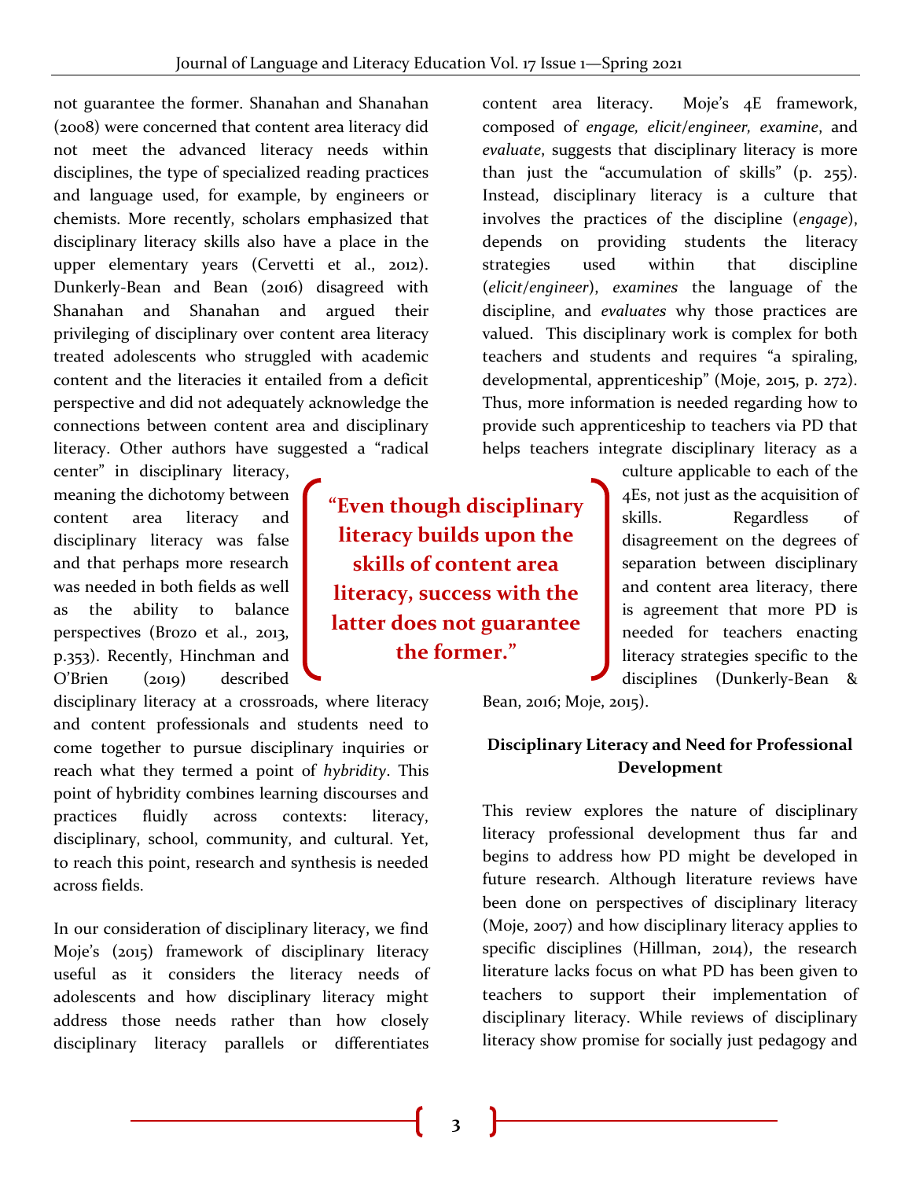not guarantee the former. Shanahan and Shanahan (2008) were concerned that content area literacy did not meet the advanced literacy needs within disciplines, the type of specialized reading practices and language used, for example, by engineers or chemists. More recently, scholars emphasized that disciplinary literacy skills also have a place in the upper elementary years (Cervetti et al., 2012). Dunkerly-Bean and Bean (2016) disagreed with Shanahan and Shanahan and argued their privileging of disciplinary over content area literacy treated adolescents who struggled with academic content and the literacies it entailed from a deficit perspective and did not adequately acknowledge the connections between content area and disciplinary literacy. Other authors have suggested a "radical center" in disciplinary literacy, meaning the dichotomy between content area literacy and disciplinary literacy was false and that perhaps more research was needed in both fields as well as the ability to balance perspectives (Brozo et al., 2013, p.353). Recently, Hinchman and O'Brien (2019) described disciplinary literacy at a crossroads, where literacy and content professionals and students need to come together to pursue disciplinary inquiries or reach what they termed a point of *hybridity*. This point of hybridity combines learning discourses and practices fluidly across contexts: literacy, disciplinary, school, community, and cultural. Yet, to reach this point, research and synthesis is needed across fields.

> **"Even though disciplinary literacy builds upon the skills of content area literacy, success with the latter does not guarantee the former."**

In our consideration of disciplinary literacy, we find Moje's (2015) framework of disciplinary literacy useful as it considers the literacy needs of adolescents and how disciplinary literacy might address those needs rather than how closely disciplinary literacy parallels or differentiates content area literacy. Moje's 4E framework, composed of *engage, elicit/engineer, examine*, and *evaluate*, suggests that disciplinary literacy is more than just the "accumulation of skills" (p. 255). Instead, disciplinary literacy is a culture that involves the practices of the discipline (*engage*), depends on providing students the literacy strategies used within that discipline (*elicit/engineer*), *examines* the language of the discipline, and *evaluates* why those practices are valued. This disciplinary work is complex for both teachers and students and requires "a spiraling, developmental, apprenticeship" (Moje, 2015, p. 272). Thus, more information is needed regarding how to provide such apprenticeship to teachers via PD that helps teachers integrate disciplinary literacy as a culture applicable to each of the 4Es, not just as the acquisition of skills. Regardless of disagreement on the degrees of separation between disciplinary and content area literacy, there is agreement that more PD is needed for teachers enacting literacy strategies specific to the disciplines (Dunkerly-Bean & Bean, 2016; Moje, 2015).

## Disciplinary Literacy and Need for Professional Development

This review explores the nature of disciplinary literacy professional development thus far and begins to address how PD might be developed in future research. Although literature reviews have been done on perspectives of disciplinary literacy (Moje, 2007) and how disciplinary literacy applies to specific disciplines (Hillman, 2014), the research literature lacks focus on what PD has been given to teachers to support their implementation of disciplinary literacy. While reviews of disciplinary literacy show promise for socially just pedagogy and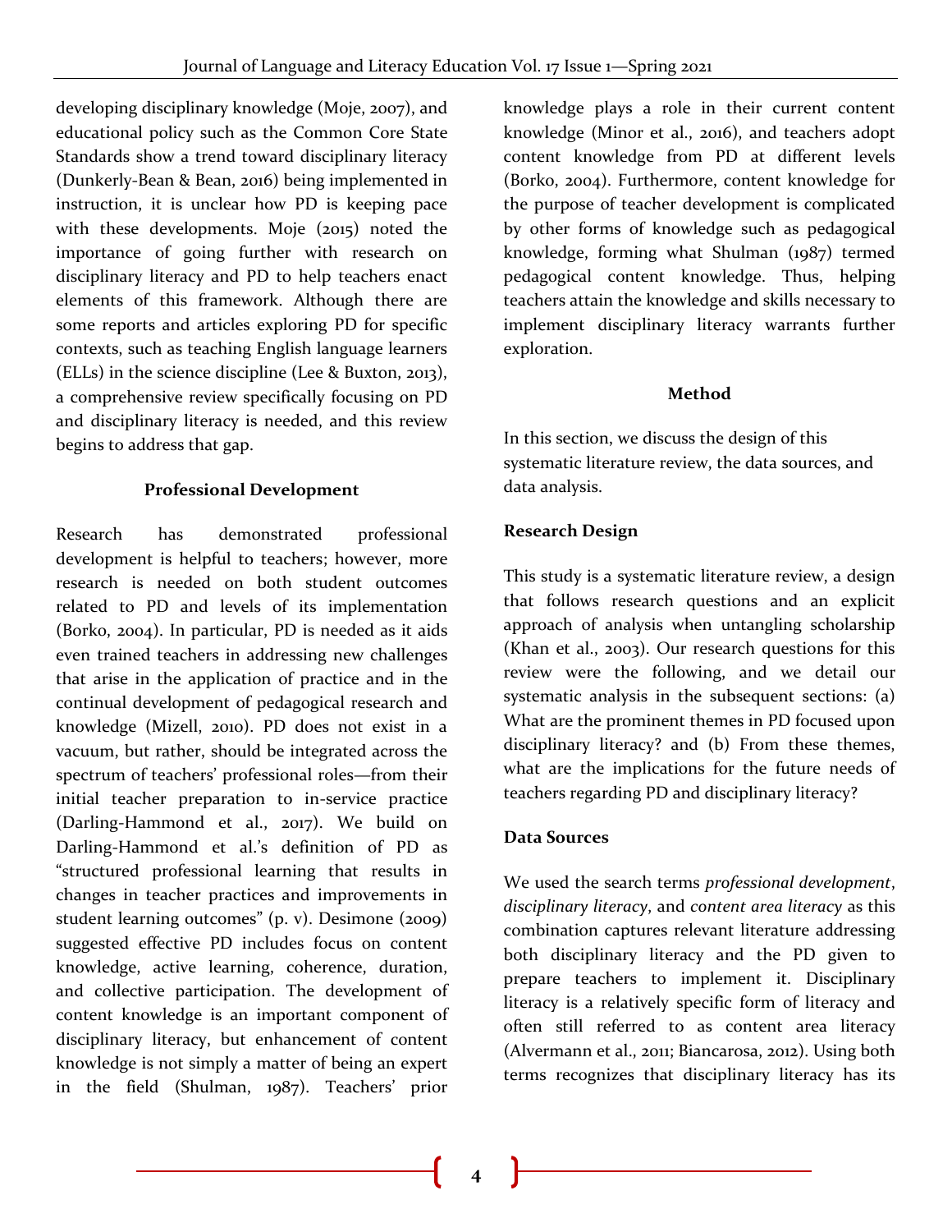developing disciplinary knowledge (Moje, 2007), and educational policy such as the Common Core State Standards show a trend toward disciplinary literacy (Dunkerly-Bean & Bean, 2016) being implemented in instruction, it is unclear how PD is keeping pace with these developments. Moje (2015) noted the importance of going further with research on disciplinary literacy and PD to help teachers enact elements of this framework. Although there are some reports and articles exploring PD for specific contexts, such as teaching English language learners (ELLs) in the science discipline (Lee & Buxton, 2013), a comprehensive review specifically focusing on PD and disciplinary literacy is needed, and this review begins to address that gap.

## Professional Development

Research has demonstrated professional development is helpful to teachers; however, more research is needed on both student outcomes related to PD and levels of its implementation (Borko, 2004). In particular, PD is needed as it aids even trained teachers in addressing new challenges that arise in the application of practice and in the continual development of pedagogical research and knowledge (Mizell, 2010). PD does not exist in a vacuum, but rather, should be integrated across the spectrum of teachers' professional roles—from their initial teacher preparation to in-service practice (Darling-Hammond et al., 2017). We build on Darling-Hammond et al.'s definition of PD as "structured professional learning that results in changes in teacher practices and improvements in student learning outcomes" (p. v). Desimone (2009) suggested effective PD includes focus on content knowledge, active learning, coherence, duration, and collective participation. The development of content knowledge is an important component of disciplinary literacy, but enhancement of content knowledge is not simply a matter of being an expert in the field (Shulman, 1987). Teachers' prior knowledge plays a role in their current content knowledge (Minor et al., 2016), and teachers adopt content knowledge from PD at different levels (Borko, 2004). Furthermore, content knowledge for the purpose of teacher development is complicated by other forms of knowledge such as pedagogical knowledge, forming what Shulman (1987) termed pedagogical content knowledge. Thus, helping teachers attain the knowledge and skills necessary to implement disciplinary literacy warrants further exploration.

## Method

In this section, we discuss the design of this systematic literature review, the data sources, and data analysis.

### Research Design

This study is a systematic literature review, a design that follows research questions and an explicit approach of analysis when untangling scholarship (Khan et al., 2003). Our research questions for this review were the following, and we detail our systematic analysis in the subsequent sections: (a) What are the prominent themes in PD focused upon disciplinary literacy? and (b) From these themes, what are the implications for the future needs of teachers regarding PD and disciplinary literacy?

### Data Sources

We used the search terms *professional development*, *disciplinary literacy*, and *content area literacy* as this combination captures relevant literature addressing both disciplinary literacy and the PD given to prepare teachers to implement it. Disciplinary literacy is a relatively specific form of literacy and often still referred to as content area literacy (Alvermann et al., 2011; Biancarosa, 2012). Using both terms recognizes that disciplinary literacy has its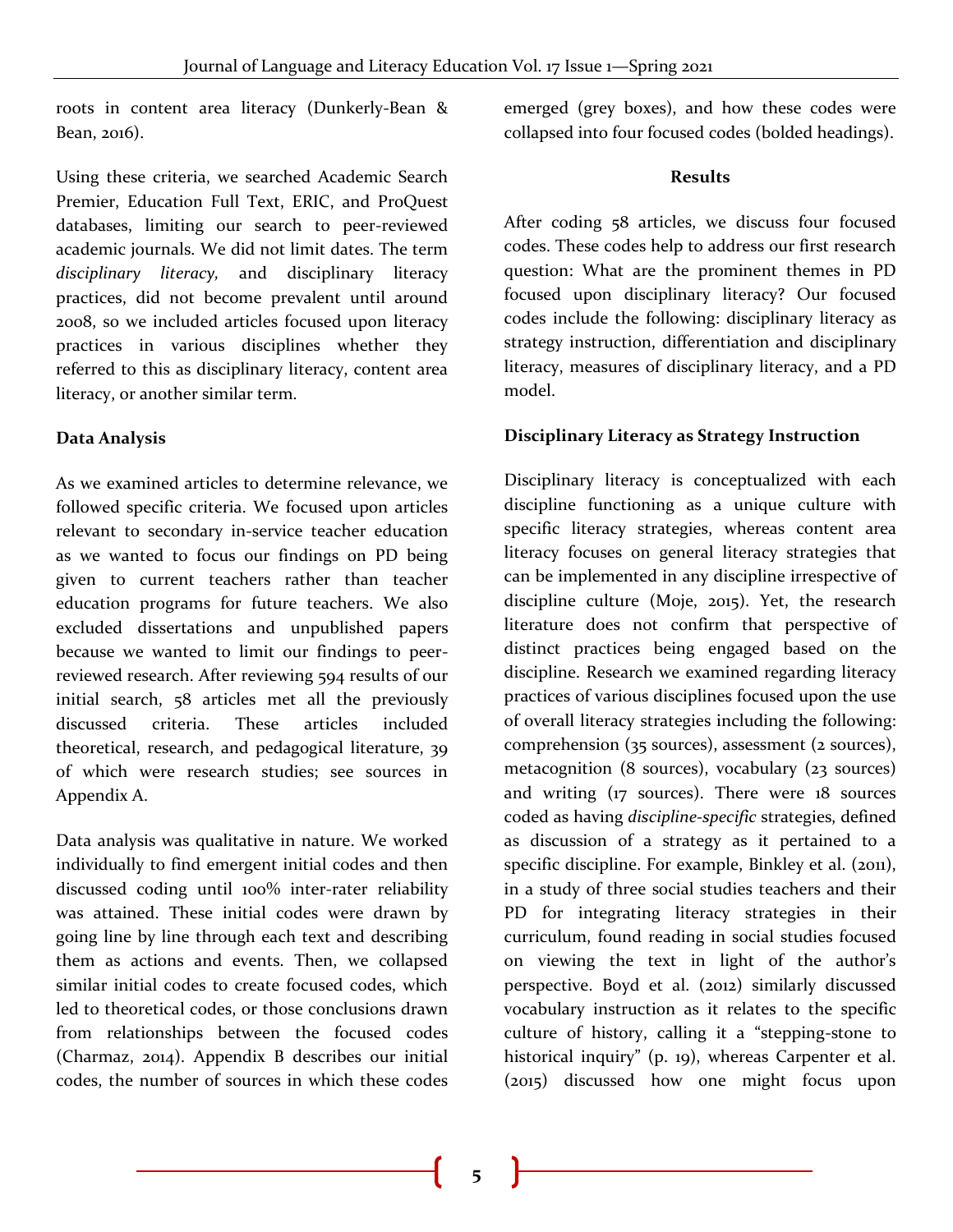roots in content area literacy (Dunkerly-Bean & Bean, 2016).

Using these criteria, we searched Academic Search Premier, Education Full Text, ERIC, and ProQuest databases, limiting our search to peer-reviewed academic journals. We did not limit dates. The term *disciplinary literacy,* and disciplinary literacy practices, did not become prevalent until around 2008, so we included articles focused upon literacy practices in various disciplines whether they referred to this as disciplinary literacy, content area literacy, or another similar term.

**Data Analysis**

As we examined articles to determine relevance, we followed specific criteria. We focused upon articles relevant to secondary in-service teacher education as we wanted to focus our findings on PD being given to current teachers rather than teacher education programs for future teachers. We also excluded dissertations and unpublished papers because we wanted to limit our findings to peer-reviewed research. After reviewing 594 results of our initial search, 58 articles met all the previously discussed criteria. These articles included theoretical, research, and pedagogical literature, 39 of which were research studies; see sources in Appendix A.

Data analysis was qualitative in nature. We worked individually to find emergent initial codes and then discussed coding until 100% inter-rater reliability was attained. These initial codes were drawn by going line by line through each text and describing them as actions and events. Then, we collapsed similar initial codes to create focused codes, which led to theoretical codes, or those conclusions drawn from relationships between the focused codes (Charmaz, 2014). Appendix B describes our initial codes, the number of sources in which these codes emerged (grey boxes), and how these codes were collapsed into four focused codes (bolded headings).

**Results**

After coding 58 articles, we discuss four focused codes. These codes help to address our first research question: What are the prominent themes in PD focused upon disciplinary literacy? Our focused codes include the following: disciplinary literacy as strategy instruction, differentiation and disciplinary literacy, measures of disciplinary literacy, and a PD model.

**Disciplinary Literacy as Strategy Instruction**

Disciplinary literacy is conceptualized with each discipline functioning as a unique culture with specific literacy strategies, whereas content area literacy focuses on general literacy strategies that can be implemented in any discipline irrespective of discipline culture (Moje, 2015). Yet, the research literature does not confirm that perspective of distinct practices being engaged based on the discipline. Research we examined regarding literacy practices of various disciplines focused upon the use of overall literacy strategies including the following: comprehension (35 sources), assessment (2 sources), metacognition (8 sources), vocabulary (23 sources) and writing (17 sources). There were 18 sources coded as having *discipline-specific* strategies, defined as discussion of a strategy as it pertained to a specific discipline. For example, Binkley et al. (2011), in a study of three social studies teachers and their PD for integrating literacy strategies in their curriculum, found reading in social studies focused on viewing the text in light of the author's perspective. Boyd et al. (2012) similarly discussed vocabulary instruction as it relates to the specific culture of history, calling it a "stepping-stone to historical inquiry" (p. 19), whereas Carpenter et al. (2015) discussed how one might focus upon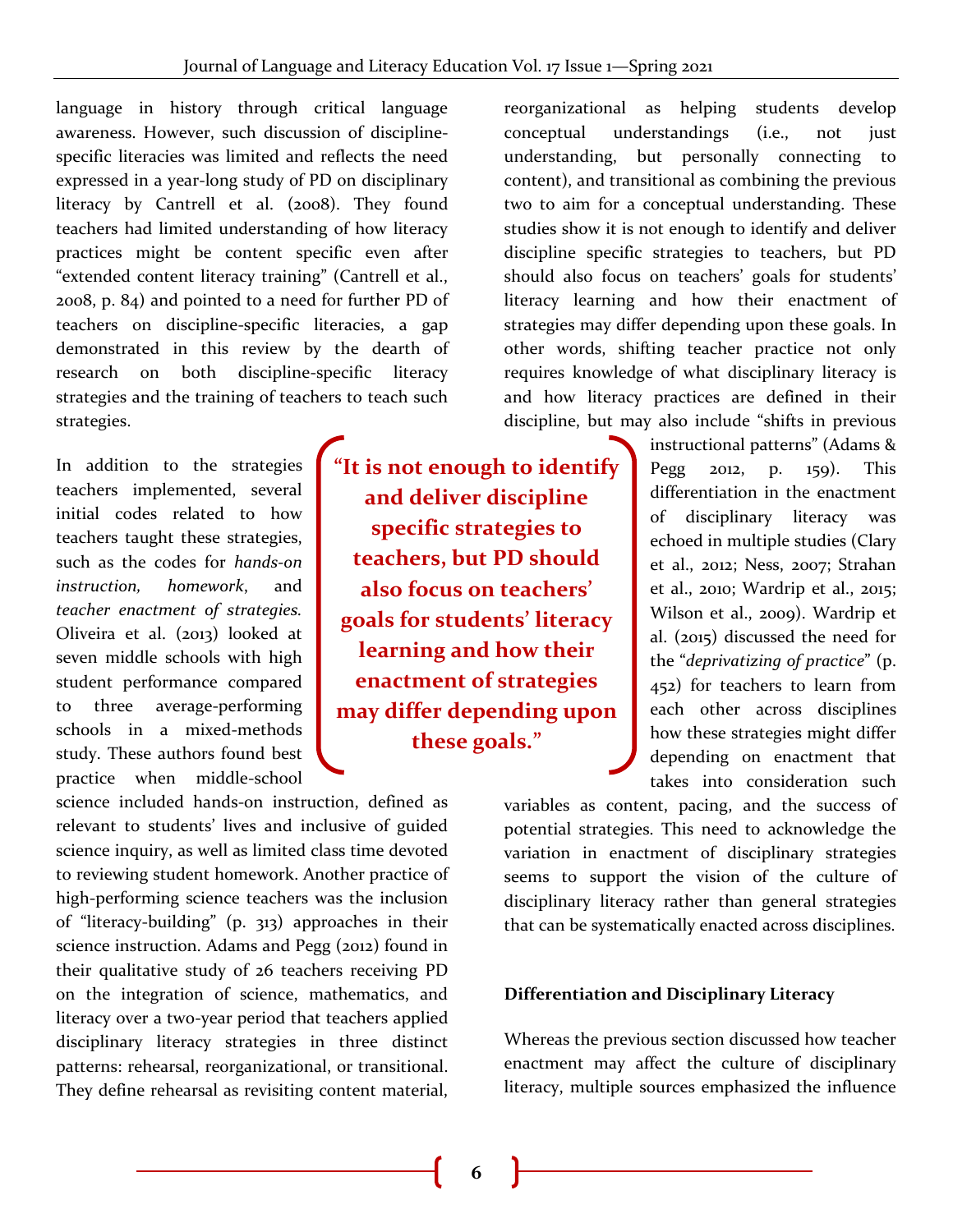language in history through critical language awareness. However, such discussion of discipline-specific literacies was limited and reflects the need expressed in a year-long study of PD on disciplinary literacy by Cantrell et al. (2008). They found teachers had limited understanding of how literacy practices might be content specific even after "extended content literacy training" (Cantrell et al., 2008, p. 84) and pointed to a need for further PD of teachers on discipline-specific literacies, a gap demonstrated in this review by the dearth of research on both discipline-specific literacy strategies and the training of teachers to teach such strategies.

In addition to the strategies teachers implemented, several initial codes related to how teachers taught these strategies, such as the codes for *hands-on instruction, homework*, and *teacher enactment of strategies*. Oliveira et al. (2013) looked at seven middle schools with high student performance compared to three average-performing schools in a mixed-methods study. These authors found best practice when middle-school science included hands-on instruction, defined as relevant to students' lives and inclusive of guided science inquiry, as well as limited class time devoted to reviewing student homework. Another practice of high-performing science teachers was the inclusion of "literacy-building" (p. 313) approaches in their science instruction. Adams and Pegg (2012) found in their qualitative study of 26 teachers receiving PD on the integration of science, mathematics, and literacy over a two-year period that teachers applied disciplinary literacy strategies in three distinct patterns: rehearsal, reorganizational, or transitional. They define rehearsal as revisiting content material, reorganizational as helping students develop conceptual understandings (i.e., not just understanding, but personally connecting to content), and transitional as combining the previous two to aim for a conceptual understanding. These studies show it is not enough to identify and deliver discipline specific strategies to teachers, but PD should also focus on teachers' goals for students' literacy learning and how their enactment of strategies may differ depending upon these goals. In other words, shifting teacher practice not only requires knowledge of what disciplinary literacy is and how literacy practices are defined in their discipline, but may also include "shifts in previous instructional patterns" (Adams & Pegg 2012, p. 159). This differentiation in the enactment of disciplinary literacy was echoed in multiple studies (Clary et al., 2012; Ness, 2007; Strahan et al., 2010; Wardrip et al., 2015; Wilson et al., 2009). Wardrip et al. (2015) discussed the need for the "*deprivatizing of practice*" (p. 452) for teachers to learn from each other across disciplines how these strategies might differ depending on enactment that takes into consideration such variables as content, pacing, and the success of potential strategies. This need to acknowledge the variation in enactment of disciplinary strategies seems to support the vision of the culture of disciplinary literacy rather than general strategies that can be systematically enacted across disciplines.

> **"It is not enough to identify and deliver discipline specific strategies to teachers, but PD should also focus on teachers' goals for students' literacy learning and how their enactment of strategies may differ depending upon these goals."**

**Differentiation and Disciplinary Literacy**

Whereas the previous section discussed how teacher enactment may affect the culture of disciplinary literacy, multiple sources emphasized the influence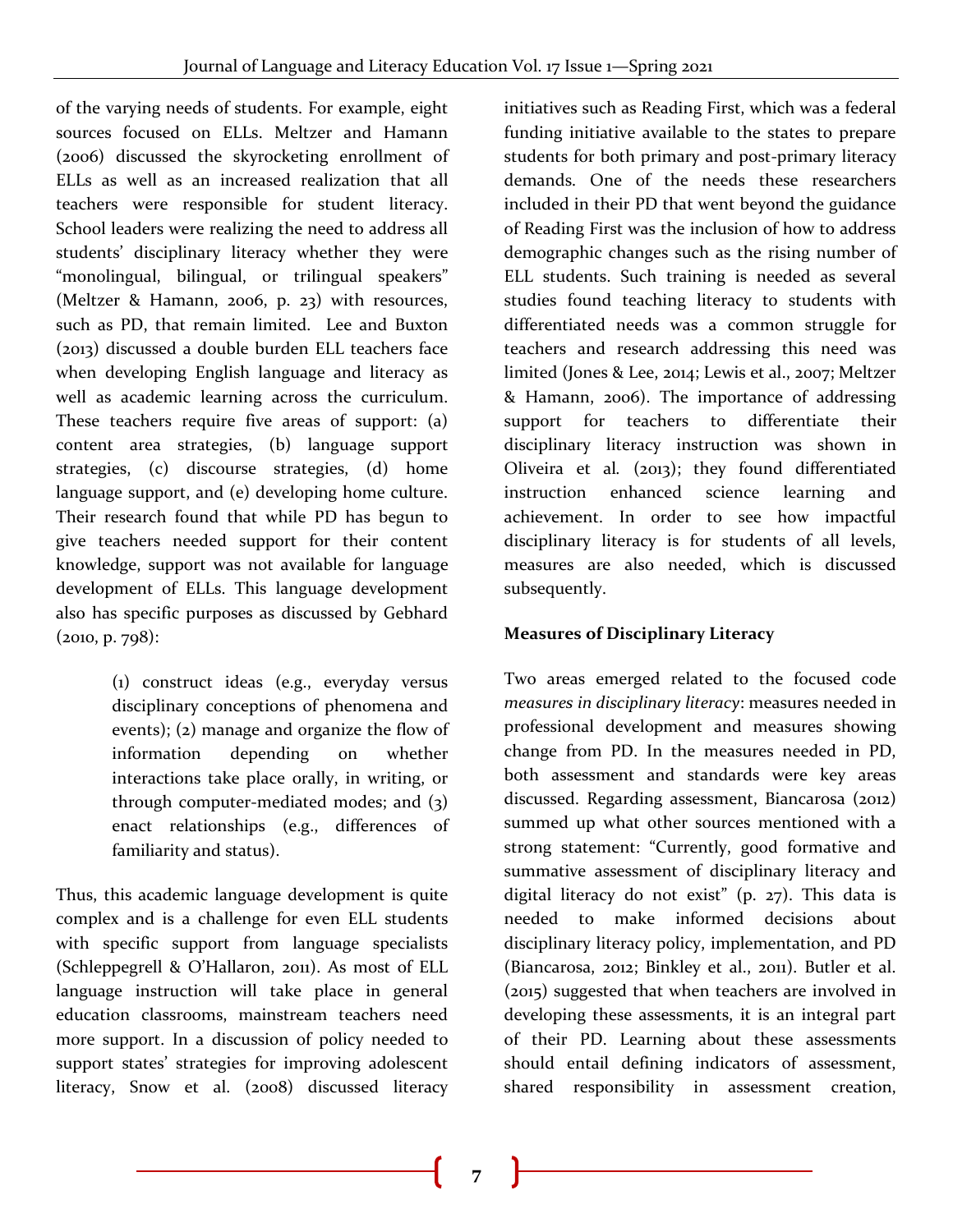of the varying needs of students. For example, eight sources focused on ELLs. Meltzer and Hamann (2006) discussed the skyrocketing enrollment of ELLs as well as an increased realization that all teachers were responsible for student literacy. School leaders were realizing the need to address all students' disciplinary literacy whether they were "monolingual, bilingual, or trilingual speakers" (Meltzer & Hamann, 2006, p. 23) with resources, such as PD, that remain limited. Lee and Buxton (2013) discussed a double burden ELL teachers face when developing English language and literacy as well as academic learning across the curriculum. These teachers require five areas of support: (a) content area strategies, (b) language support strategies, (c) discourse strategies, (d) home language support, and (e) developing home culture. Their research found that while PD has begun to give teachers needed support for their content knowledge, support was not available for language development of ELLs. This language development also has specific purposes as discussed by Gebhard (2010, p. 798):

> (1) construct ideas (e.g., everyday versus disciplinary conceptions of phenomena and events); (2) manage and organize the flow of information depending on whether interactions take place orally, in writing, or through computer-mediated modes; and (3) enact relationships (e.g., differences of familiarity and status).

Thus, this academic language development is quite complex and is a challenge for even ELL students with specific support from language specialists (Schleppegrell & O'Hallaron, 2011). As most of ELL language instruction will take place in general education classrooms, mainstream teachers need more support. In a discussion of policy needed to support states' strategies for improving adolescent literacy, Snow et al. (2008) discussed literacy initiatives such as Reading First, which was a federal funding initiative available to the states to prepare students for both primary and post-primary literacy demands. One of the needs these researchers included in their PD that went beyond the guidance of Reading First was the inclusion of how to address demographic changes such as the rising number of ELL students. Such training is needed as several studies found teaching literacy to students with differentiated needs was a common struggle for teachers and research addressing this need was limited (Jones & Lee, 2014; Lewis et al., 2007; Meltzer & Hamann, 2006). The importance of addressing support for teachers to differentiate their disciplinary literacy instruction was shown in Oliveira et al*.* (2013); they found differentiated instruction enhanced science learning and achievement. In order to see how impactful disciplinary literacy is for students of all levels, measures are also needed, which is discussed subsequently.

**Measures of Disciplinary Literacy**

Two areas emerged related to the focused code *measures in disciplinary literacy*: measures needed in professional development and measures showing change from PD. In the measures needed in PD, both assessment and standards were key areas discussed. Regarding assessment, Biancarosa (2012) summed up what other sources mentioned with a strong statement: "Currently, good formative and summative assessment of disciplinary literacy and digital literacy do not exist" (p. 27). This data is needed to make informed decisions about disciplinary literacy policy, implementation, and PD (Biancarosa, 2012; Binkley et al., 2011). Butler et al. (2015) suggested that when teachers are involved in developing these assessments, it is an integral part of their PD. Learning about these assessments should entail defining indicators of assessment, shared responsibility in assessment creation,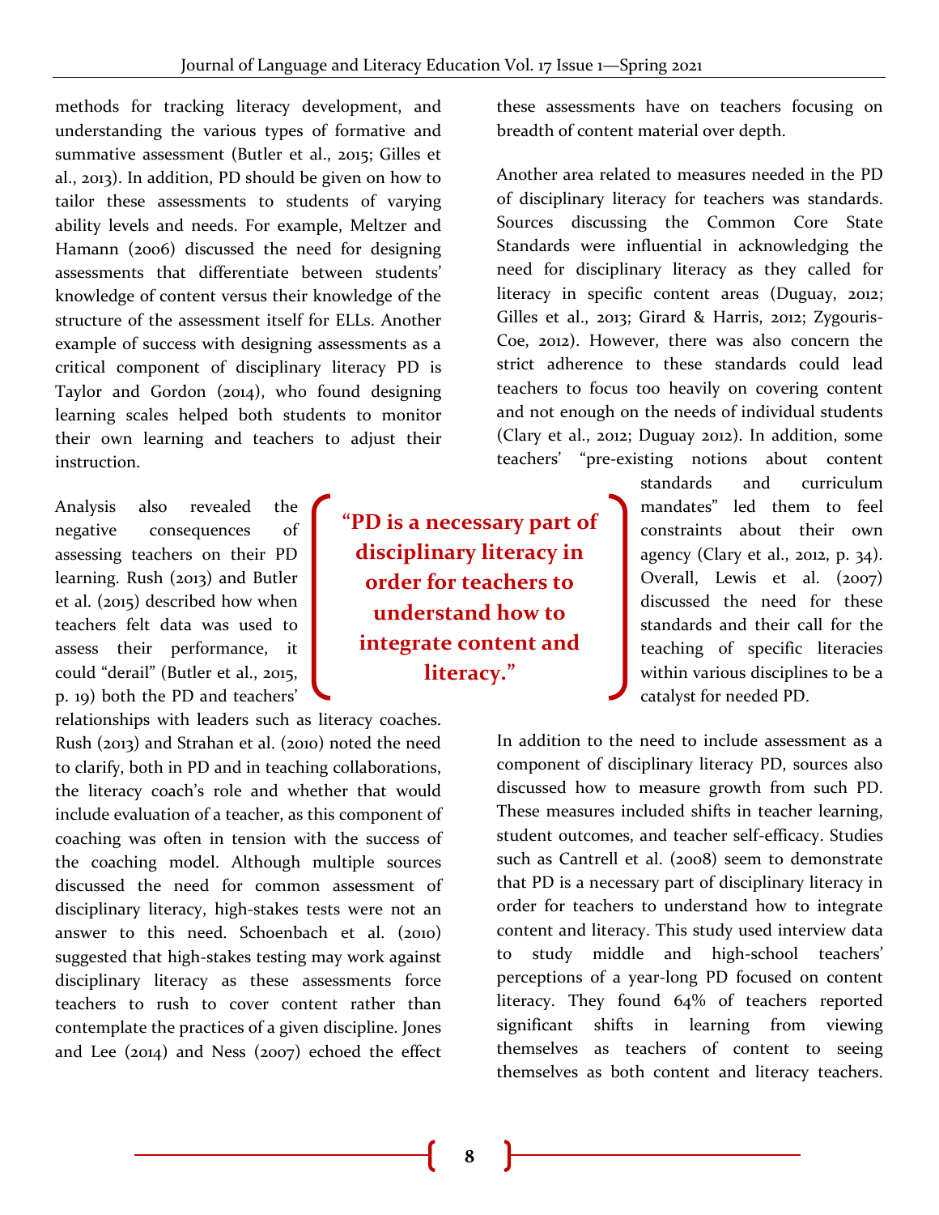methods for tracking literacy development, and understanding the various types of formative and summative assessment (Butler et al., 2015; Gilles et al., 2013). In addition, PD should be given on how to tailor these assessments to students of varying ability levels and needs. For example, Meltzer and Hamann (2006) discussed the need for designing assessments that differentiate between students' knowledge of content versus their knowledge of the structure of the assessment itself for ELLs. Another example of success with designing assessments as a critical component of disciplinary literacy PD is Taylor and Gordon (2014), who found designing learning scales helped both students to monitor their own learning and teachers to adjust their instruction.

Analysis also revealed the negative consequences of assessing teachers on their PD learning. Rush (2013) and Butler et al. (2015) described how when teachers felt data was used to assess their performance, it could "derail" (Butler et al., 2015, p. 19) both the PD and teachers' relationships with leaders such as literacy coaches. Rush (2013) and Strahan et al. (2010) noted the need to clarify, both in PD and in teaching collaborations, the literacy coach's role and whether that would include evaluation of a teacher, as this component of coaching was often in tension with the success of the coaching model. Although multiple sources discussed the need for common assessment of disciplinary literacy, high-stakes tests were not an answer to this need. Schoenbach et al. (2010) suggested that high-stakes testing may work against disciplinary literacy as these assessments force teachers to rush to cover content rather than contemplate the practices of a given discipline. Jones and Lee (2014) and Ness (2007) echoed the effect these assessments have on teachers focusing on breadth of content material over depth.

Another area related to measures needed in the PD of disciplinary literacy for teachers was standards. Sources discussing the Common Core State Standards were influential in acknowledging the need for disciplinary literacy as they called for literacy in specific content areas (Duguay, 2012; Gilles et al., 2013; Girard & Harris, 2012; Zygouris-Coe, 2012). However, there was also concern the strict adherence to these standards could lead teachers to focus too heavily on covering content and not enough on the needs of individual students (Clary et al., 2012; Duguay 2012). In addition, some teachers' "pre-existing notions about content standards and curriculum mandates" led them to feel constraints about their own agency (Clary et al., 2012, p. 34). Overall, Lewis et al. (2007) discussed the need for these standards and their call for the teaching of specific literacies within various disciplines to be a catalyst for needed PD.

**"PD is a necessary part of disciplinary literacy in order for teachers to understand how to integrate content and literacy."**

In addition to the need to include assessment as a component of disciplinary literacy PD, sources also discussed how to measure growth from such PD. These measures included shifts in teacher learning, student outcomes, and teacher self-efficacy. Studies such as Cantrell et al. (2008) seem to demonstrate that PD is a necessary part of disciplinary literacy in order for teachers to understand how to integrate content and literacy. This study used interview data to study middle and high-school teachers' perceptions of a year-long PD focused on content literacy. They found 64% of teachers reported significant shifts in learning from viewing themselves as teachers of content to seeing themselves as both content and literacy teachers.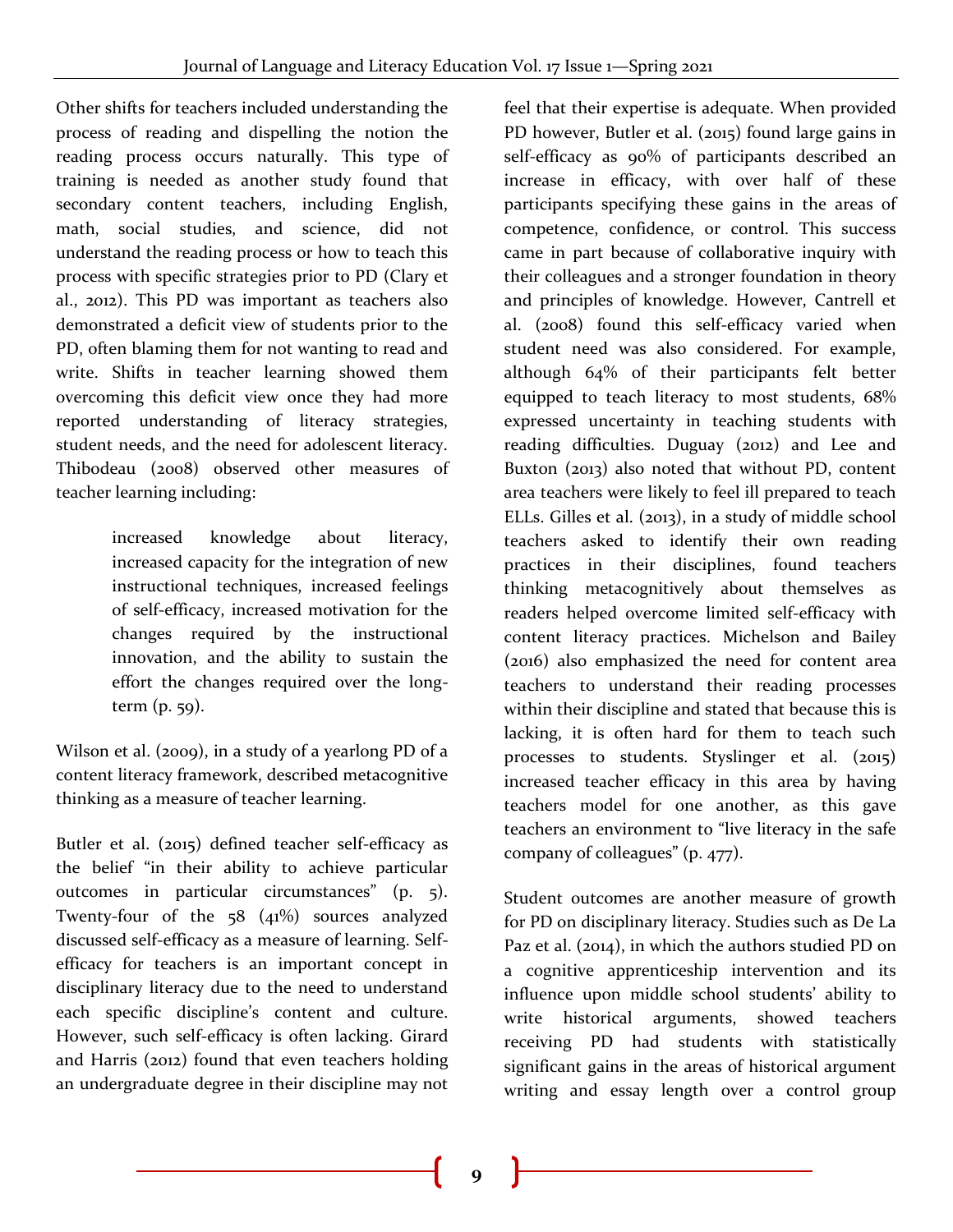Other shifts for teachers included understanding the process of reading and dispelling the notion the reading process occurs naturally. This type of training is needed as another study found that secondary content teachers, including English, math, social studies, and science, did not understand the reading process or how to teach this process with specific strategies prior to PD (Clary et al., 2012). This PD was important as teachers also demonstrated a deficit view of students prior to the PD, often blaming them for not wanting to read and write. Shifts in teacher learning showed them overcoming this deficit view once they had more reported understanding of literacy strategies, student needs, and the need for adolescent literacy. Thibodeau (2008) observed other measures of teacher learning including:

> increased knowledge about literacy, increased capacity for the integration of new instructional techniques, increased feelings of self-efficacy, increased motivation for the changes required by the instructional innovation, and the ability to sustain the effort the changes required over the long-term (p. 59).

Wilson et al. (2009), in a study of a yearlong PD of a content literacy framework, described metacognitive thinking as a measure of teacher learning.

Butler et al. (2015) defined teacher self-efficacy as the belief "in their ability to achieve particular outcomes in particular circumstances" (p. 5). Twenty-four of the 58 (41%) sources analyzed discussed self-efficacy as a measure of learning. Self-efficacy for teachers is an important concept in disciplinary literacy due to the need to understand each specific discipline's content and culture. However, such self-efficacy is often lacking. Girard and Harris (2012) found that even teachers holding an undergraduate degree in their discipline may not feel that their expertise is adequate. When provided PD however, Butler et al. (2015) found large gains in self-efficacy as 90% of participants described an increase in efficacy, with over half of these participants specifying these gains in the areas of competence, confidence, or control. This success came in part because of collaborative inquiry with their colleagues and a stronger foundation in theory and principles of knowledge. However, Cantrell et al. (2008) found this self-efficacy varied when student need was also considered. For example, although 64% of their participants felt better equipped to teach literacy to most students, 68% expressed uncertainty in teaching students with reading difficulties. Duguay (2012) and Lee and Buxton (2013) also noted that without PD, content area teachers were likely to feel ill prepared to teach ELLs. Gilles et al. (2013), in a study of middle school teachers asked to identify their own reading practices in their disciplines, found teachers thinking metacognitively about themselves as readers helped overcome limited self-efficacy with content literacy practices. Michelson and Bailey (2016) also emphasized the need for content area teachers to understand their reading processes within their discipline and stated that because this is lacking, it is often hard for them to teach such processes to students. Styslinger et al. (2015) increased teacher efficacy in this area by having teachers model for one another, as this gave teachers an environment to "live literacy in the safe company of colleagues" (p. 477).

Student outcomes are another measure of growth for PD on disciplinary literacy. Studies such as De La Paz et al. (2014), in which the authors studied PD on a cognitive apprenticeship intervention and its influence upon middle school students' ability to write historical arguments, showed teachers receiving PD had students with statistically significant gains in the areas of historical argument writing and essay length over a control group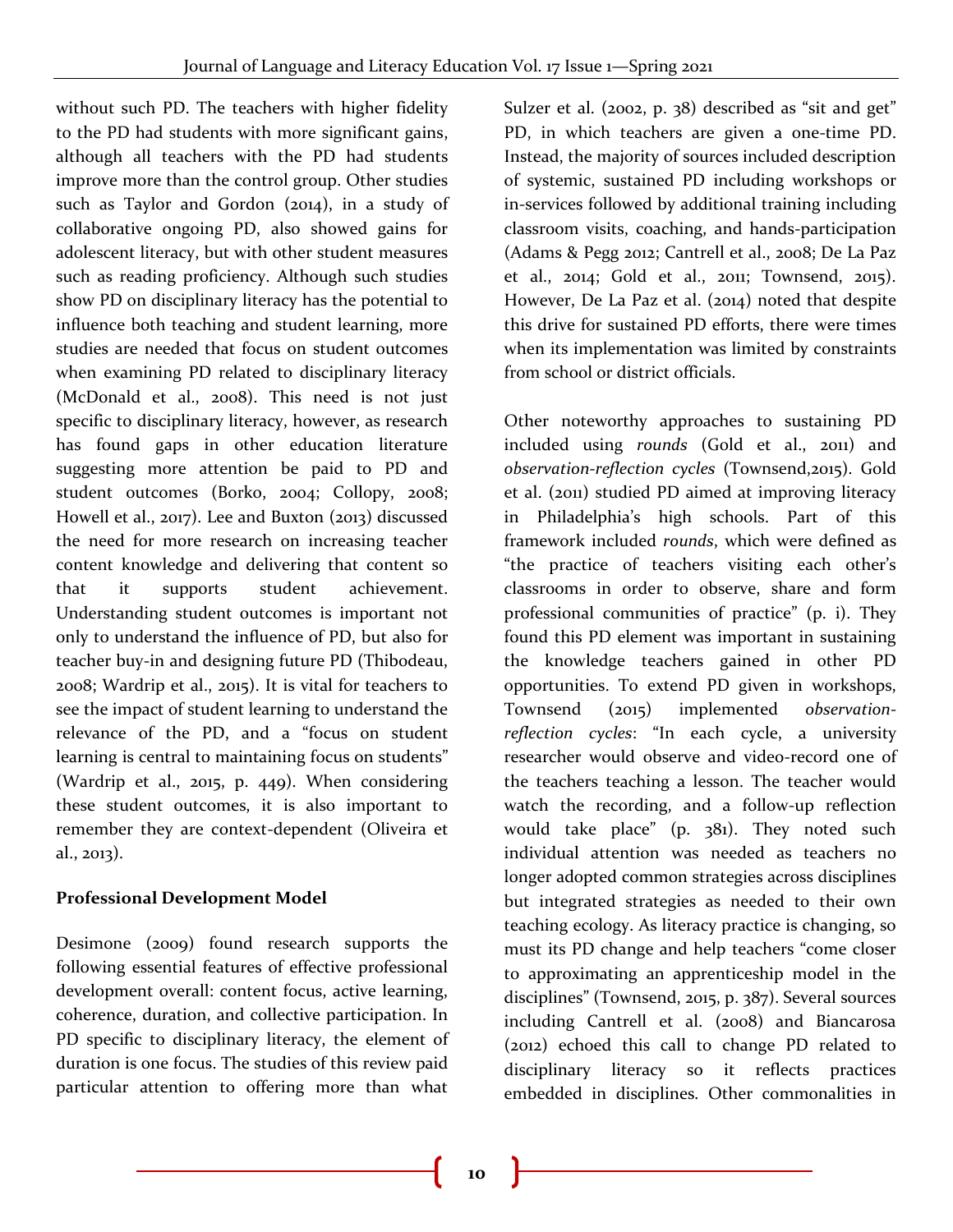without such PD. The teachers with higher fidelity to the PD had students with more significant gains, although all teachers with the PD had students improve more than the control group. Other studies such as Taylor and Gordon (2014), in a study of collaborative ongoing PD, also showed gains for adolescent literacy, but with other student measures such as reading proficiency. Although such studies show PD on disciplinary literacy has the potential to influence both teaching and student learning, more studies are needed that focus on student outcomes when examining PD related to disciplinary literacy (McDonald et al., 2008). This need is not just specific to disciplinary literacy, however, as research has found gaps in other education literature suggesting more attention be paid to PD and student outcomes (Borko, 2004; Collopy, 2008; Howell et al., 2017). Lee and Buxton (2013) discussed the need for more research on increasing teacher content knowledge and delivering that content so that it supports student achievement. Understanding student outcomes is important not only to understand the influence of PD, but also for teacher buy-in and designing future PD (Thibodeau, 2008; Wardrip et al., 2015). It is vital for teachers to see the impact of student learning to understand the relevance of the PD, and a "focus on student learning is central to maintaining focus on students" (Wardrip et al., 2015, p. 449). When considering these student outcomes, it is also important to remember they are context-dependent (Oliveira et al., 2013).

**Professional Development Model**

Desimone (2009) found research supports the following essential features of effective professional development overall: content focus, active learning, coherence, duration, and collective participation. In PD specific to disciplinary literacy, the element of duration is one focus. The studies of this review paid particular attention to offering more than what Sulzer et al. (2002, p. 38) described as "sit and get" PD, in which teachers are given a one-time PD. Instead, the majority of sources included description of systemic, sustained PD including workshops or in-services followed by additional training including classroom visits, coaching, and hands-participation (Adams & Pegg 2012; Cantrell et al., 2008; De La Paz et al., 2014; Gold et al., 2011; Townsend, 2015). However, De La Paz et al. (2014) noted that despite this drive for sustained PD efforts, there were times when its implementation was limited by constraints from school or district officials.

Other noteworthy approaches to sustaining PD included using *rounds* (Gold et al., 2011) and *observation-reflection cycles* (Townsend,2015). Gold et al. (2011) studied PD aimed at improving literacy in Philadelphia's high schools. Part of this framework included *rounds*, which were defined as "the practice of teachers visiting each other's classrooms in order to observe, share and form professional communities of practice" (p. i). They found this PD element was important in sustaining the knowledge teachers gained in other PD opportunities. To extend PD given in workshops, Townsend (2015) implemented *observation-reflection cycles*: "In each cycle, a university researcher would observe and video-record one of the teachers teaching a lesson. The teacher would watch the recording, and a follow-up reflection would take place" (p. 381). They noted such individual attention was needed as teachers no longer adopted common strategies across disciplines but integrated strategies as needed to their own teaching ecology. As literacy practice is changing, so must its PD change and help teachers "come closer to approximating an apprenticeship model in the disciplines" (Townsend, 2015, p. 387). Several sources including Cantrell et al. (2008) and Biancarosa (2012) echoed this call to change PD related to disciplinary literacy so it reflects practices embedded in disciplines. Other commonalities in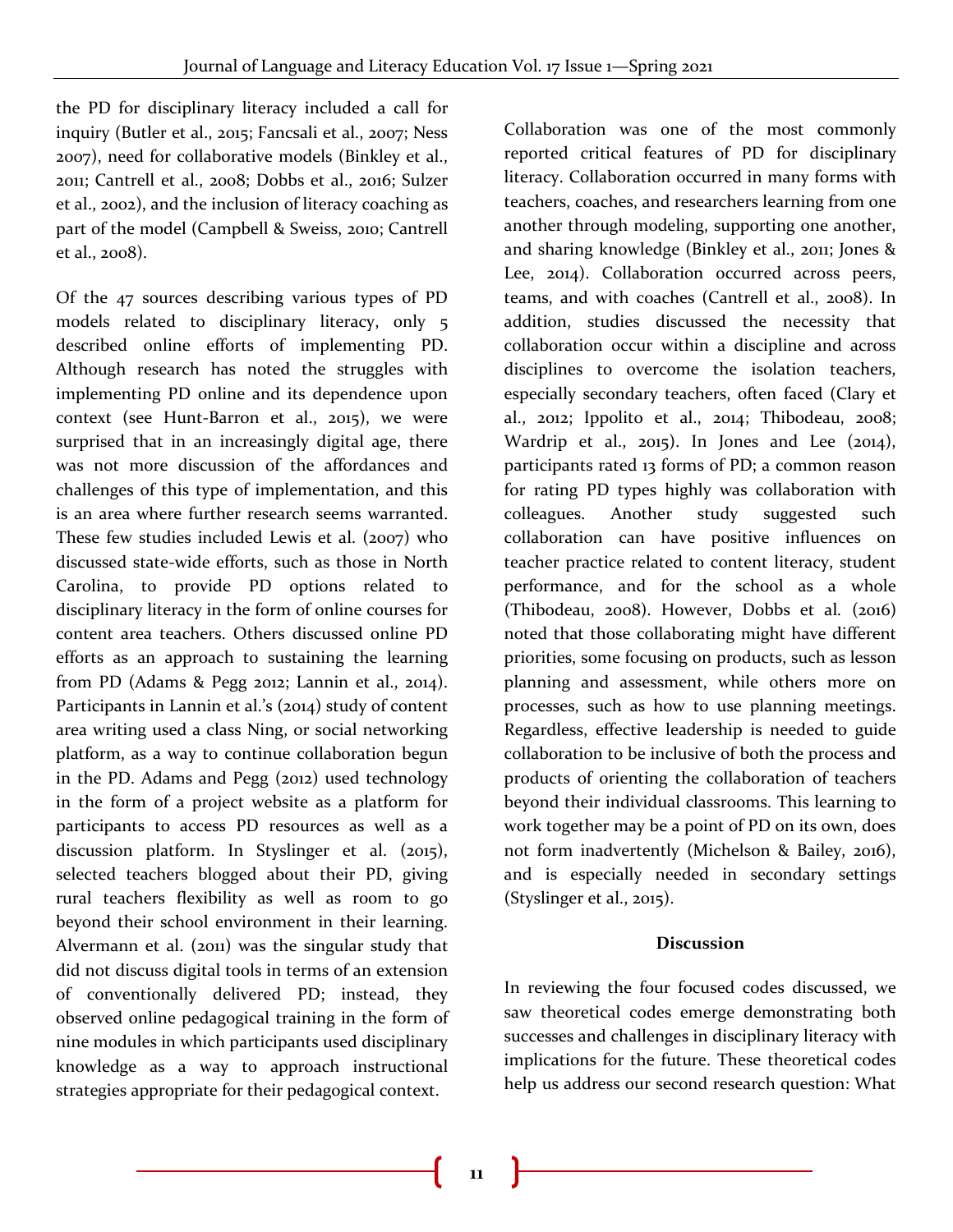the PD for disciplinary literacy included a call for inquiry (Butler et al., 2015; Fancsali et al., 2007; Ness 2007), need for collaborative models (Binkley et al., 2011; Cantrell et al., 2008; Dobbs et al., 2016; Sulzer et al., 2002), and the inclusion of literacy coaching as part of the model (Campbell & Sweiss, 2010; Cantrell et al., 2008).

Of the 47 sources describing various types of PD models related to disciplinary literacy, only 5 described online efforts of implementing PD. Although research has noted the struggles with implementing PD online and its dependence upon context (see Hunt-Barron et al., 2015), we were surprised that in an increasingly digital age, there was not more discussion of the affordances and challenges of this type of implementation, and this is an area where further research seems warranted. These few studies included Lewis et al. (2007) who discussed state-wide efforts, such as those in North Carolina, to provide PD options related to disciplinary literacy in the form of online courses for content area teachers. Others discussed online PD efforts as an approach to sustaining the learning from PD (Adams & Pegg 2012; Lannin et al., 2014). Participants in Lannin et al.'s (2014) study of content area writing used a class Ning, or social networking platform, as a way to continue collaboration begun in the PD. Adams and Pegg (2012) used technology in the form of a project website as a platform for participants to access PD resources as well as a discussion platform. In Styslinger et al. (2015), selected teachers blogged about their PD, giving rural teachers flexibility as well as room to go beyond their school environment in their learning. Alvermann et al. (2011) was the singular study that did not discuss digital tools in terms of an extension of conventionally delivered PD; instead, they observed online pedagogical training in the form of nine modules in which participants used disciplinary knowledge as a way to approach instructional strategies appropriate for their pedagogical context.

Collaboration was one of the most commonly reported critical features of PD for disciplinary literacy. Collaboration occurred in many forms with teachers, coaches, and researchers learning from one another through modeling, supporting one another, and sharing knowledge (Binkley et al., 2011; Jones & Lee, 2014). Collaboration occurred across peers, teams, and with coaches (Cantrell et al., 2008). In addition, studies discussed the necessity that collaboration occur within a discipline and across disciplines to overcome the isolation teachers, especially secondary teachers, often faced (Clary et al., 2012; Ippolito et al., 2014; Thibodeau, 2008; Wardrip et al., 2015). In Jones and Lee (2014), participants rated 13 forms of PD; a common reason for rating PD types highly was collaboration with colleagues. Another study suggested such collaboration can have positive influences on teacher practice related to content literacy, student performance, and for the school as a whole (Thibodeau, 2008). However, Dobbs et al. (2016) noted that those collaborating might have different priorities, some focusing on products, such as lesson planning and assessment, while others more on processes, such as how to use planning meetings. Regardless, effective leadership is needed to guide collaboration to be inclusive of both the process and products of orienting the collaboration of teachers beyond their individual classrooms. This learning to work together may be a point of PD on its own, does not form inadvertently (Michelson & Bailey, 2016), and is especially needed in secondary settings (Styslinger et al., 2015).

## Discussion

In reviewing the four focused codes discussed, we saw theoretical codes emerge demonstrating both successes and challenges in disciplinary literacy with implications for the future. These theoretical codes help us address our second research question: What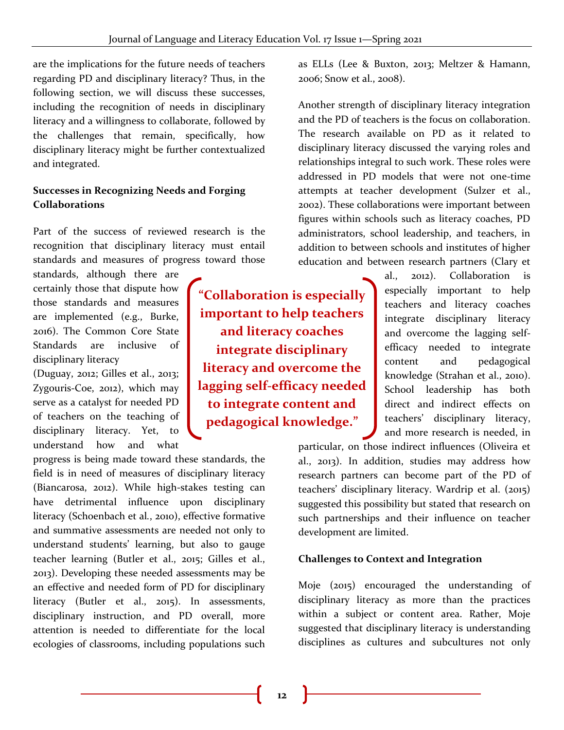are the implications for the future needs of teachers regarding PD and disciplinary literacy? Thus, in the following section, we will discuss these successes, including the recognition of needs in disciplinary literacy and a willingness to collaborate, followed by the challenges that remain, specifically, how disciplinary literacy might be further contextualized and integrated.

**Successes in Recognizing Needs and Forging Collaborations**

Part of the success of reviewed research is the recognition that disciplinary literacy must entail standards and measures of progress toward those standards, although there are certainly those that dispute how those standards and measures are implemented (e.g., Burke, 2016). The Common Core State Standards are inclusive of disciplinary literacy (Duguay, 2012; Gilles et al., 2013; Zygouris-Coe, 2012), which may serve as a catalyst for needed PD of teachers on the teaching of disciplinary literacy. Yet, to understand how and what progress is being made toward these standards, the field is in need of measures of disciplinary literacy (Biancarosa, 2012). While high-stakes testing can have detrimental influence upon disciplinary literacy (Schoenbach et al., 2010), effective formative and summative assessments are needed not only to understand students' learning, but also to gauge teacher learning (Butler et al., 2015; Gilles et al., 2013). Developing these needed assessments may be an effective and needed form of PD for disciplinary literacy (Butler et al., 2015). In assessments, disciplinary instruction, and PD overall, more attention is needed to differentiate for the local ecologies of classrooms, including populations such as ELLs (Lee & Buxton, 2013; Meltzer & Hamann, 2006; Snow et al., 2008).

Another strength of disciplinary literacy integration and the PD of teachers is the focus on collaboration. The research available on PD as it related to disciplinary literacy discussed the varying roles and relationships integral to such work. These roles were addressed in PD models that were not one-time attempts at teacher development (Sulzer et al., 2002). These collaborations were important between figures within schools such as literacy coaches, PD administrators, school leadership, and teachers, in addition to between schools and institutes of higher education and between research partners (Clary et al., 2012). Collaboration is especially important to help teachers and literacy coaches integrate disciplinary literacy and overcome the lagging self-efficacy needed to integrate content and pedagogical knowledge (Strahan et al., 2010). School leadership has both direct and indirect effects on teachers' disciplinary literacy, and more research is needed, in particular, on those indirect influences (Oliveira et al., 2013). In addition, studies may address how research partners can become part of the PD of teachers' disciplinary literacy. Wardrip et al. (2015) suggested this possibility but stated that research on such partnerships and their influence on teacher development are limited.

> **"Collaboration is especially important to help teachers and literacy coaches integrate disciplinary literacy and overcome the lagging self-efficacy needed to integrate content and pedagogical knowledge."**

**Challenges to Context and Integration**

Moje (2015) encouraged the understanding of disciplinary literacy as more than the practices within a subject or content area. Rather, Moje suggested that disciplinary literacy is understanding disciplines as cultures and subcultures not only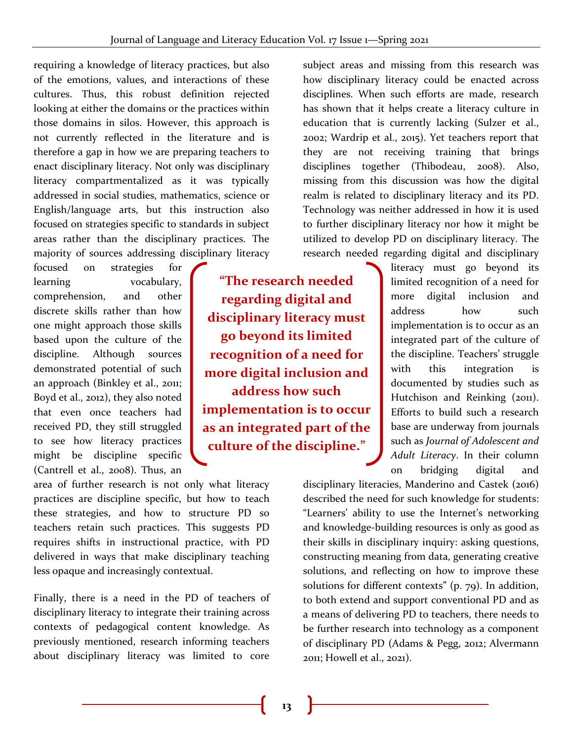requiring a knowledge of literacy practices, but also of the emotions, values, and interactions of these cultures. Thus, this robust definition rejected looking at either the domains or the practices within those domains in silos. However, this approach is not currently reflected in the literature and is therefore a gap in how we are preparing teachers to enact disciplinary literacy. Not only was disciplinary literacy compartmentalized as it was typically addressed in social studies, mathematics, science or English/language arts, but this instruction also focused on strategies specific to standards in subject areas rather than the disciplinary practices. The majority of sources addressing disciplinary literacy focused on strategies for learning vocabulary, comprehension, and other discrete skills rather than how one might approach those skills based upon the culture of the discipline. Although sources demonstrated potential of such an approach (Binkley et al., 2011; Boyd et al., 2012), they also noted that even once teachers had received PD, they still struggled to see how literacy practices might be discipline specific (Cantrell et al., 2008). Thus, an area of further research is not only what literacy practices are discipline specific, but how to teach these strategies, and how to structure PD so teachers retain such practices. This suggests PD requires shifts in instructional practice, with PD delivered in ways that make disciplinary teaching less opaque and increasingly contextual.

Finally, there is a need in the PD of teachers of disciplinary literacy to integrate their training across contexts of pedagogical content knowledge. As previously mentioned, research informing teachers about disciplinary literacy was limited to core subject areas and missing from this research was how disciplinary literacy could be enacted across disciplines. When such efforts are made, research has shown that it helps create a literacy culture in education that is currently lacking (Sulzer et al., 2002; Wardrip et al., 2015). Yet teachers report that they are not receiving training that brings disciplines together (Thibodeau, 2008). Also, missing from this discussion was how the digital realm is related to disciplinary literacy and its PD. Technology was neither addressed in how it is used to further disciplinary literacy nor how it might be utilized to develop PD on disciplinary literacy. The research needed regarding digital and disciplinary literacy must go beyond its limited recognition of a need for more digital inclusion and address how such implementation is to occur as an integrated part of the culture of the discipline. Teachers' struggle with this integration is documented by studies such as Hutchison and Reinking (2011). Efforts to build such a research base are underway from journals such as *Journal of Adolescent and Adult Literacy*. In their column on bridging digital and disciplinary literacies, Manderino and Castek (2016) described the need for such knowledge for students: "Learners' ability to use the Internet's networking and knowledge-building resources is only as good as their skills in disciplinary inquiry: asking questions, constructing meaning from data, generating creative solutions, and reflecting on how to improve these solutions for different contexts" (p. 79). In addition, to both extend and support conventional PD and as a means of delivering PD to teachers, there needs to be further research into technology as a component of disciplinary PD (Adams & Pegg, 2012; Alvermann 2011; Howell et al., 2021).

> **"The research needed regarding digital and disciplinary literacy must go beyond its limited recognition of a need for more digital inclusion and address how such implementation is to occur as an integrated part of the culture of the discipline."**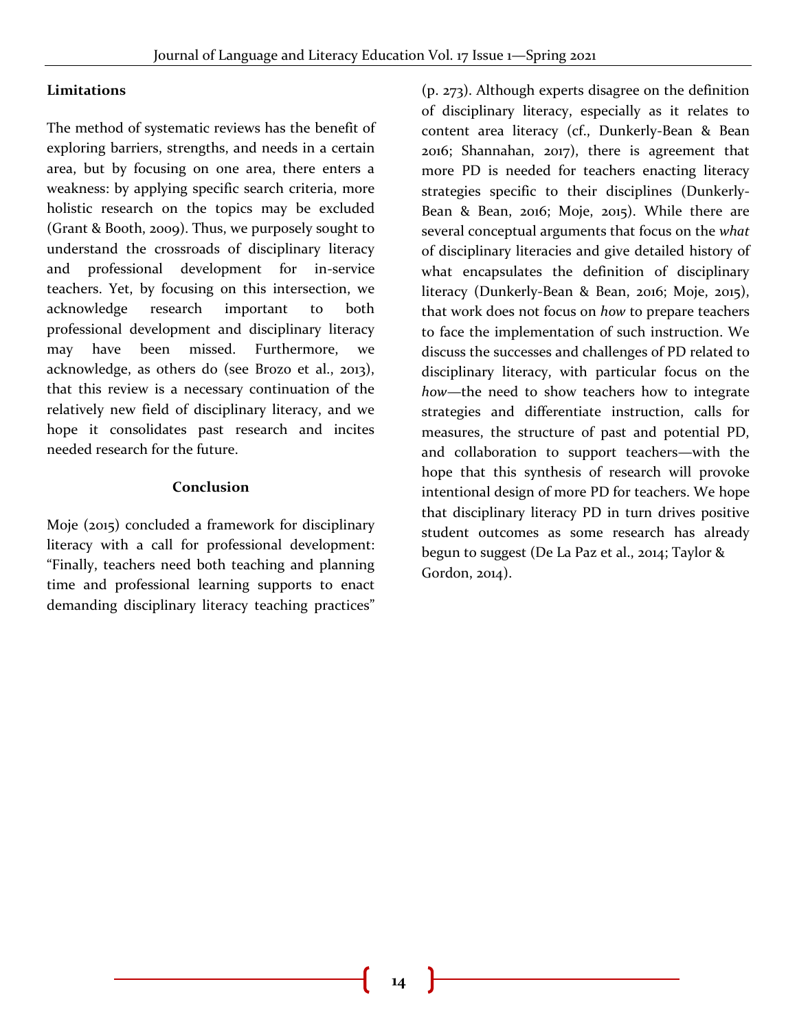## Limitations

The method of systematic reviews has the benefit of exploring barriers, strengths, and needs in a certain area, but by focusing on one area, there enters a weakness: by applying specific search criteria, more holistic research on the topics may be excluded (Grant & Booth, 2009). Thus, we purposely sought to understand the crossroads of disciplinary literacy and professional development for in-service teachers. Yet, by focusing on this intersection, we acknowledge research important to both professional development and disciplinary literacy may have been missed. Furthermore, we acknowledge, as others do (see Brozo et al., 2013), that this review is a necessary continuation of the relatively new field of disciplinary literacy, and we hope it consolidates past research and incites needed research for the future.

## Conclusion

Moje (2015) concluded a framework for disciplinary literacy with a call for professional development: "Finally, teachers need both teaching and planning time and professional learning supports to enact demanding disciplinary literacy teaching practices" (p. 273). Although experts disagree on the definition of disciplinary literacy, especially as it relates to content area literacy (cf., Dunkerly-Bean & Bean 2016; Shannahan, 2017), there is agreement that more PD is needed for teachers enacting literacy strategies specific to their disciplines (Dunkerly-Bean & Bean, 2016; Moje, 2015). While there are several conceptual arguments that focus on the *what* of disciplinary literacies and give detailed history of what encapsulates the definition of disciplinary literacy (Dunkerly-Bean & Bean, 2016; Moje, 2015), that work does not focus on *how* to prepare teachers to face the implementation of such instruction. We discuss the successes and challenges of PD related to disciplinary literacy, with particular focus on the *how*—the need to show teachers how to integrate strategies and differentiate instruction, calls for measures, the structure of past and potential PD, and collaboration to support teachers—with the hope that this synthesis of research will provoke intentional design of more PD for teachers. We hope that disciplinary literacy PD in turn drives positive student outcomes as some research has already begun to suggest (De La Paz et al., 2014; Taylor & Gordon, 2014).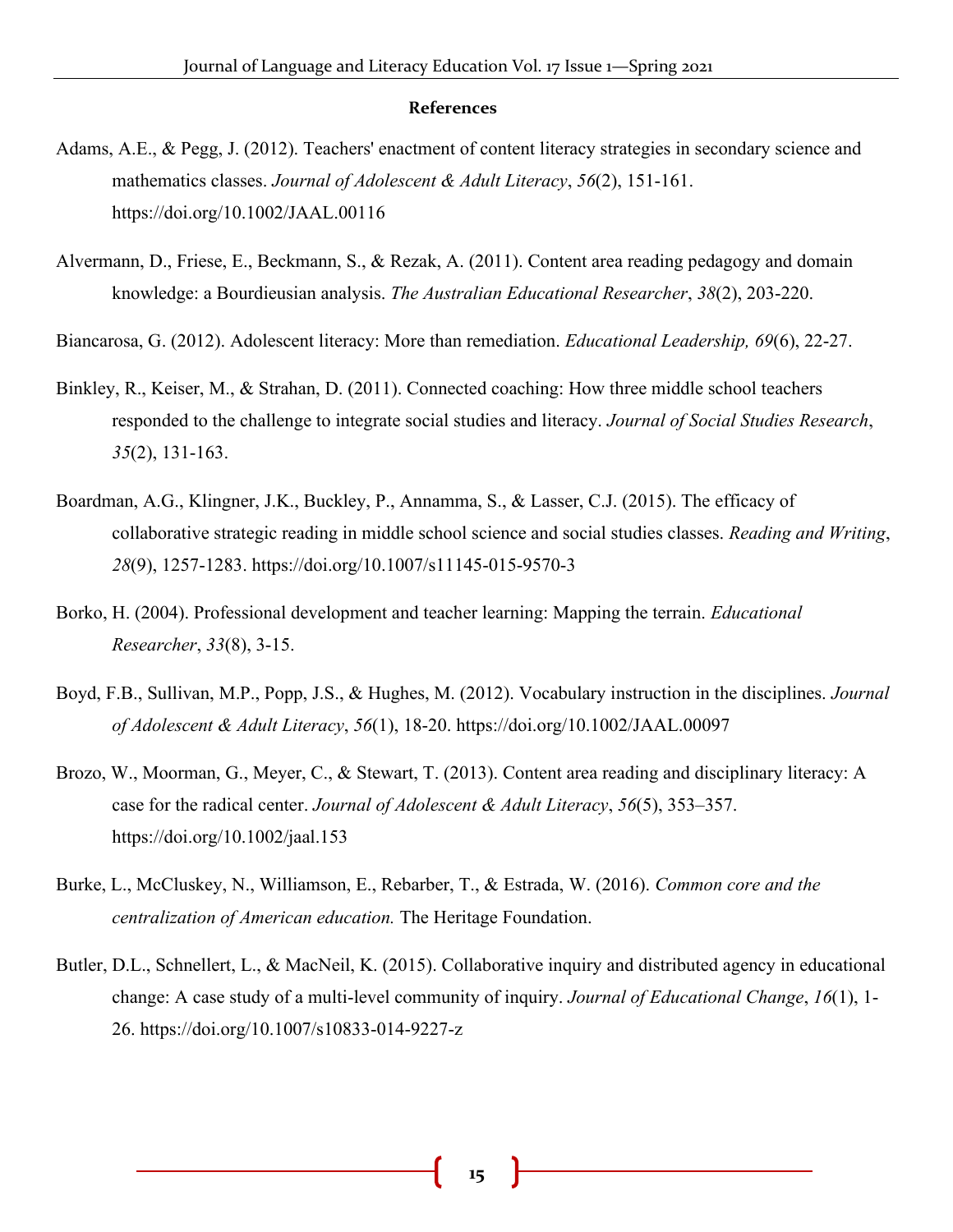## References

Adams, A.E., & Pegg, J. (2012). Teachers' enactment of content literacy strategies in secondary science and mathematics classes. *Journal of Adolescent & Adult Literacy*, *56*(2), 151-161. https://doi.org/10.1002/JAAL.00116

Alvermann, D., Friese, E., Beckmann, S., & Rezak, A. (2011). Content area reading pedagogy and domain knowledge: a Bourdieusian analysis. *The Australian Educational Researcher*, *38*(2), 203-220.

Biancarosa, G. (2012). Adolescent literacy: More than remediation. *Educational Leadership, 69*(6), 22-27.

Binkley, R., Keiser, M., & Strahan, D. (2011). Connected coaching: How three middle school teachers responded to the challenge to integrate social studies and literacy. *Journal of Social Studies Research*, *35*(2), 131-163.

Boardman, A.G., Klingner, J.K., Buckley, P., Annamma, S., & Lasser, C.J. (2015). The efficacy of collaborative strategic reading in middle school science and social studies classes. *Reading and Writing*, *28*(9), 1257-1283. https://doi.org/10.1007/s11145-015-9570-3

Borko, H. (2004). Professional development and teacher learning: Mapping the terrain. *Educational Researcher*, *33*(8), 3-15.

Boyd, F.B., Sullivan, M.P., Popp, J.S., & Hughes, M. (2012). Vocabulary instruction in the disciplines. *Journal of Adolescent & Adult Literacy*, *56*(1), 18-20. https://doi.org/10.1002/JAAL.00097

Brozo, W., Moorman, G., Meyer, C., & Stewart, T. (2013). Content area reading and disciplinary literacy: A case for the radical center. *Journal of Adolescent & Adult Literacy*, *56*(5), 353–357. https://doi.org/10.1002/jaal.153

Burke, L., McCluskey, N., Williamson, E., Rebarber, T., & Estrada, W. (2016). *Common core and the centralization of American education.* The Heritage Foundation.

Butler, D.L., Schnellert, L., & MacNeil, K. (2015). Collaborative inquiry and distributed agency in educational change: A case study of a multi-level community of inquiry. *Journal of Educational Change*, *16*(1), 1-26. https://doi.org/10.1007/s10833-014-9227-z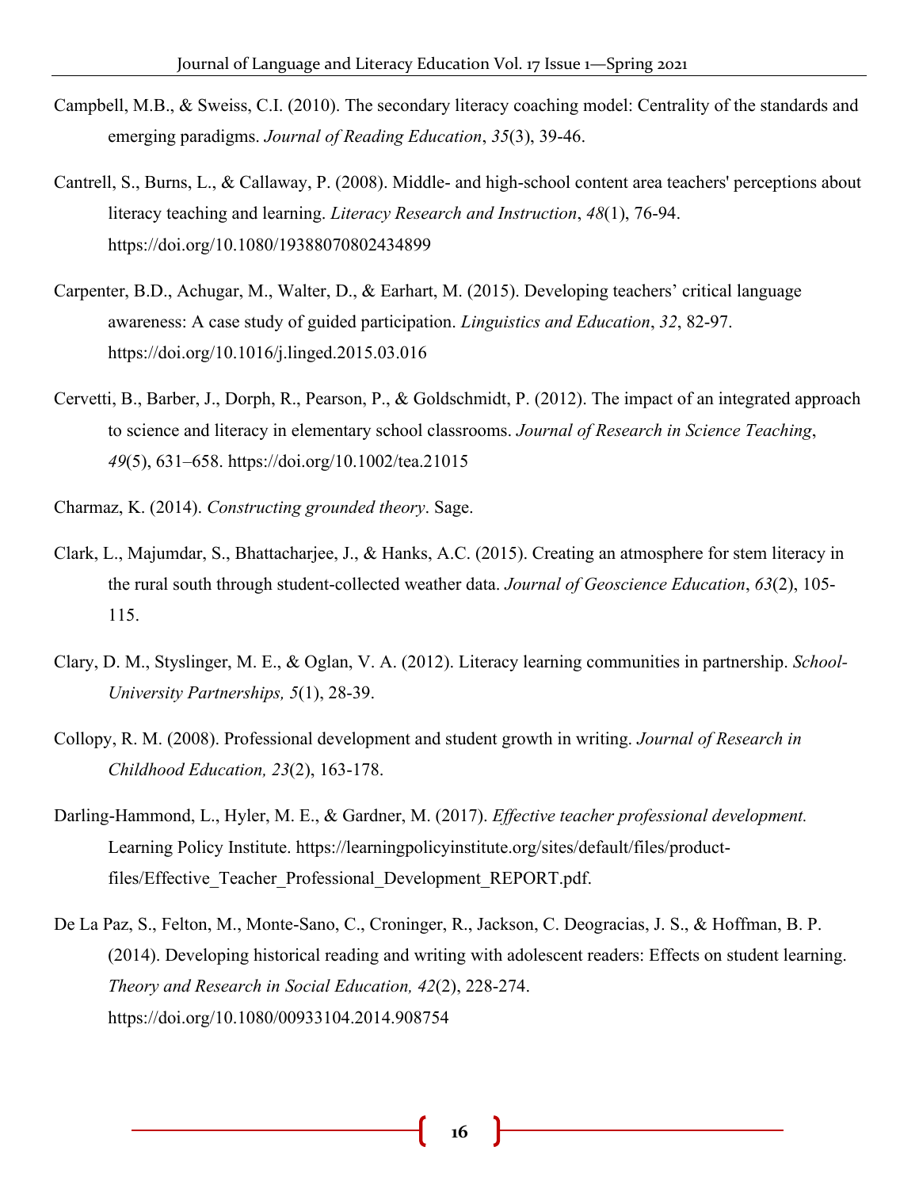Campbell, M.B., & Sweiss, C.I. (2010). The secondary literacy coaching model: Centrality of the standards and emerging paradigms. *Journal of Reading Education*, *35*(3), 39-46.

Cantrell, S., Burns, L., & Callaway, P. (2008). Middle- and high-school content area teachers' perceptions about literacy teaching and learning. *Literacy Research and Instruction*, *48*(1), 76-94. https://doi.org/10.1080/19388070802434899

Carpenter, B.D., Achugar, M., Walter, D., & Earhart, M. (2015). Developing teachers' critical language awareness: A case study of guided participation. *Linguistics and Education*, *32*, 82-97. https://doi.org/10.1016/j.linged.2015.03.016

Cervetti, B., Barber, J., Dorph, R., Pearson, P., & Goldschmidt, P. (2012). The impact of an integrated approach to science and literacy in elementary school classrooms. *Journal of Research in Science Teaching*, *49*(5), 631–658. https://doi.org/10.1002/tea.21015

Charmaz, K. (2014). *Constructing grounded theory*. Sage.

Clark, L., Majumdar, S., Bhattacharjee, J., & Hanks, A.C. (2015). Creating an atmosphere for stem literacy in the rural south through student-collected weather data. *Journal of Geoscience Education*, *63*(2), 105-115.

Clary, D. M., Styslinger, M. E., & Oglan, V. A. (2012). Literacy learning communities in partnership. *School-University Partnerships, 5*(1), 28-39.

Collopy, R. M. (2008). Professional development and student growth in writing. *Journal of Research in Childhood Education, 23*(2), 163-178.

Darling-Hammond, L., Hyler, M. E., & Gardner, M. (2017). *Effective teacher professional development.* Learning Policy Institute. https://learningpolicyinstitute.org/sites/default/files/product-files/Effective_Teacher_Professional_Development_REPORT.pdf.

De La Paz, S., Felton, M., Monte-Sano, C., Croninger, R., Jackson, C. Deogracias, J. S., & Hoffman, B. P. (2014). Developing historical reading and writing with adolescent readers: Effects on student learning. *Theory and Research in Social Education, 42*(2), 228-274. https://doi.org/10.1080/00933104.2014.908754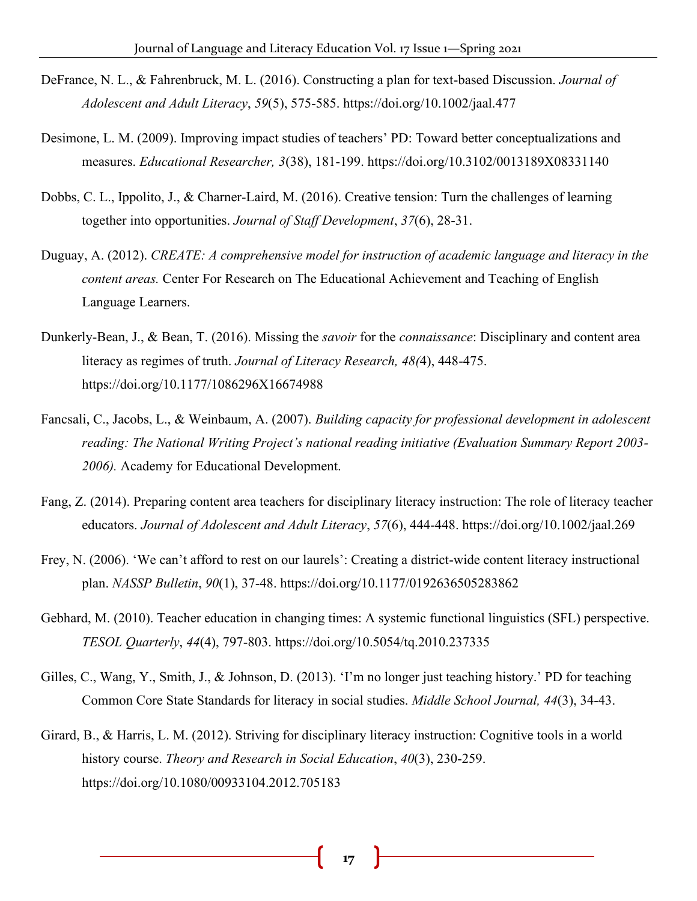DeFrance, N. L., & Fahrenbruck, M. L. (2016). Constructing a plan for text-based Discussion. *Journal of Adolescent and Adult Literacy*, *59*(5), 575-585. https://doi.org/10.1002/jaal.477

Desimone, L. M. (2009). Improving impact studies of teachers' PD: Toward better conceptualizations and measures. *Educational Researcher, 3*(38), 181-199. https://doi.org/10.3102/0013189X08331140

Dobbs, C. L., Ippolito, J., & Charner-Laird, M. (2016). Creative tension: Turn the challenges of learning together into opportunities. *Journal of Staff Development*, *37*(6), 28-31.

Duguay, A. (2012). *CREATE: A comprehensive model for instruction of academic language and literacy in the content areas.* Center For Research on The Educational Achievement and Teaching of English Language Learners.

Dunkerly-Bean, J., & Bean, T. (2016). Missing the *savoir* for the *connaissance*: Disciplinary and content area literacy as regimes of truth. *Journal of Literacy Research, 48(*4), 448-475. https://doi.org/10.1177/1086296X16674988

Fancsali, C., Jacobs, L., & Weinbaum, A. (2007). *Building capacity for professional development in adolescent reading: The National Writing Project's national reading initiative (Evaluation Summary Report 2003-2006).* Academy for Educational Development.

Fang, Z. (2014). Preparing content area teachers for disciplinary literacy instruction: The role of literacy teacher educators. *Journal of Adolescent and Adult Literacy*, *57*(6), 444-448. https://doi.org/10.1002/jaal.269

Frey, N. (2006). 'We can't afford to rest on our laurels': Creating a district-wide content literacy instructional plan. *NASSP Bulletin*, *90*(1), 37-48. https://doi.org/10.1177/0192636505283862

Gebhard, M. (2010). Teacher education in changing times: A systemic functional linguistics (SFL) perspective. *TESOL Quarterly*, *44*(4), 797-803. https://doi.org/10.5054/tq.2010.237335

Gilles, C., Wang, Y., Smith, J., & Johnson, D. (2013). 'I'm no longer just teaching history.' PD for teaching Common Core State Standards for literacy in social studies. *Middle School Journal, 44*(3), 34-43.

Girard, B., & Harris, L. M. (2012). Striving for disciplinary literacy instruction: Cognitive tools in a world history course. *Theory and Research in Social Education*, *40*(3), 230-259. https://doi.org/10.1080/00933104.2012.705183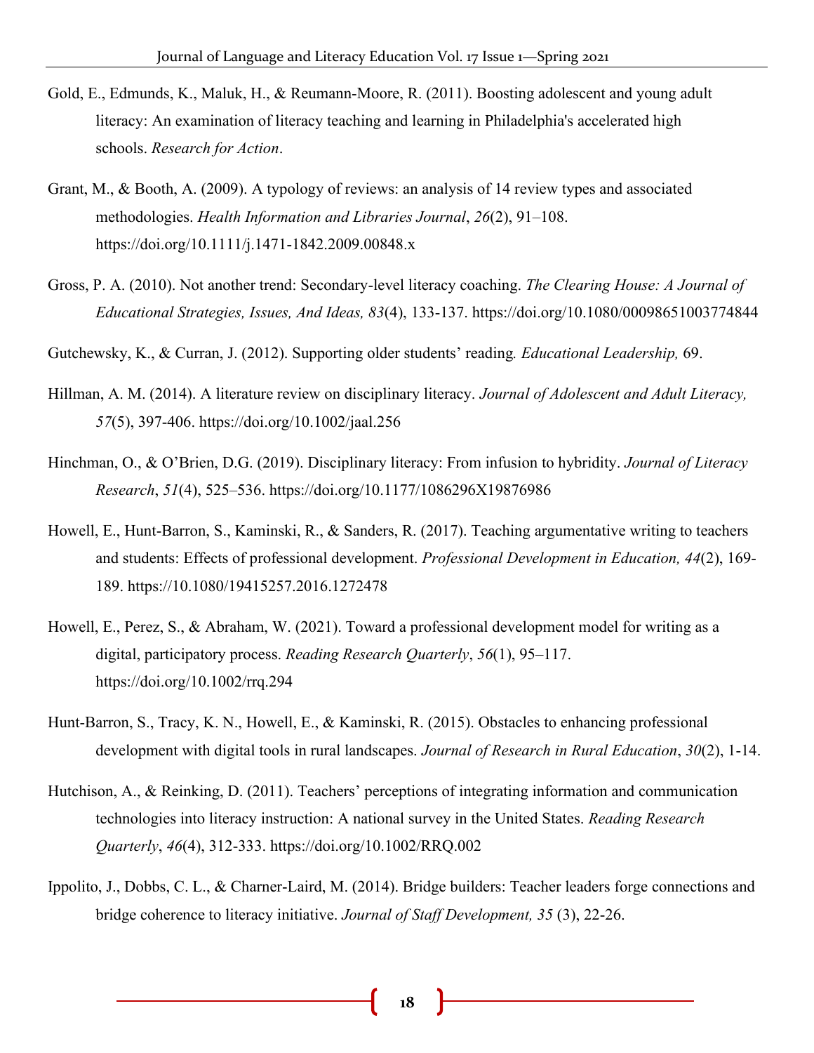Gold, E., Edmunds, K., Maluk, H., & Reumann-Moore, R. (2011). Boosting adolescent and young adult literacy: An examination of literacy teaching and learning in Philadelphia's accelerated high schools. *Research for Action*.

Grant, M., & Booth, A. (2009). A typology of reviews: an analysis of 14 review types and associated methodologies. *Health Information and Libraries Journal*, *26*(2), 91–108. https://doi.org/10.1111/j.1471-1842.2009.00848.x

Gross, P. A. (2010). Not another trend: Secondary-level literacy coaching. *The Clearing House: A Journal of Educational Strategies, Issues, And Ideas, 83*(4), 133-137. https://doi.org/10.1080/00098651003774844

Gutchewsky, K., & Curran, J. (2012). Supporting older students' reading*. Educational Leadership,* 69.

Hillman, A. M. (2014). A literature review on disciplinary literacy. *Journal of Adolescent and Adult Literacy, 57*(5), 397-406. https://doi.org/10.1002/jaal.256

Hinchman, O., & O'Brien, D.G. (2019). Disciplinary literacy: From infusion to hybridity. *Journal of Literacy Research*, *51*(4), 525–536. https://doi.org/10.1177/1086296X19876986

Howell, E., Hunt-Barron, S., Kaminski, R., & Sanders, R. (2017). Teaching argumentative writing to teachers and students: Effects of professional development. *Professional Development in Education, 44*(2), 169-189. https://10.1080/19415257.2016.1272478

Howell, E., Perez, S., & Abraham, W. (2021). Toward a professional development model for writing as a digital, participatory process. *Reading Research Quarterly*, *56*(1), 95–117. https://doi.org/10.1002/rrq.294

Hunt-Barron, S., Tracy, K. N., Howell, E., & Kaminski, R. (2015). Obstacles to enhancing professional development with digital tools in rural landscapes. *Journal of Research in Rural Education*, *30*(2), 1-14.

Hutchison, A., & Reinking, D. (2011). Teachers' perceptions of integrating information and communication technologies into literacy instruction: A national survey in the United States. *Reading Research Quarterly*, *46*(4), 312-333. https://doi.org/10.1002/RRQ.002

Ippolito, J., Dobbs, C. L., & Charner-Laird, M. (2014). Bridge builders: Teacher leaders forge connections and bridge coherence to literacy initiative. *Journal of Staff Development, 35* (3), 22-26.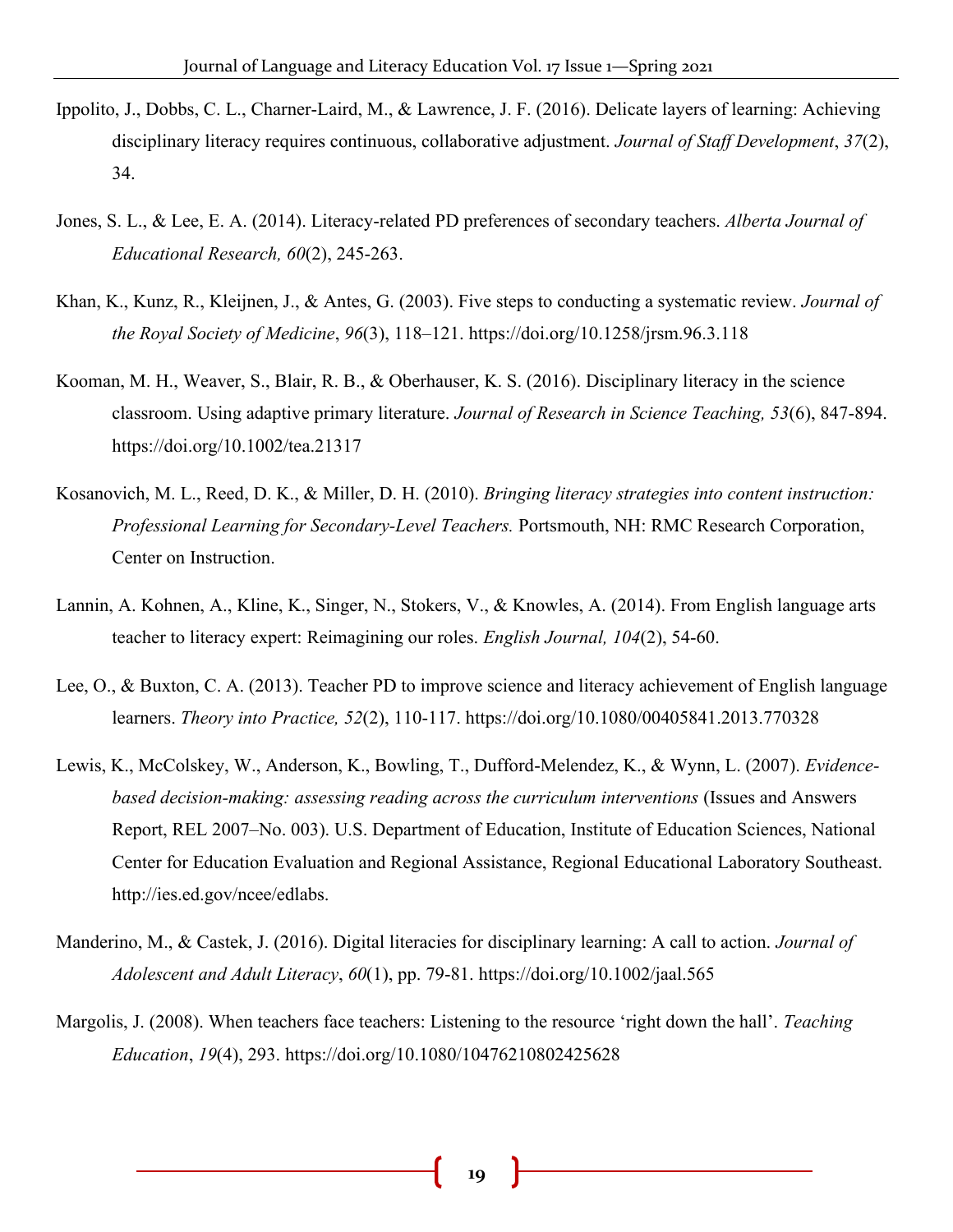Ippolito, J., Dobbs, C. L., Charner-Laird, M., & Lawrence, J. F. (2016). Delicate layers of learning: Achieving disciplinary literacy requires continuous, collaborative adjustment. *Journal of Staff Development*, *37*(2), 34.

Jones, S. L., & Lee, E. A. (2014). Literacy-related PD preferences of secondary teachers. *Alberta Journal of Educational Research, 60*(2), 245-263.

Khan, K., Kunz, R., Kleijnen, J., & Antes, G. (2003). Five steps to conducting a systematic review. *Journal of the Royal Society of Medicine*, *96*(3), 118–121. https://doi.org/10.1258/jrsm.96.3.118

Kooman, M. H., Weaver, S., Blair, R. B., & Oberhauser, K. S. (2016). Disciplinary literacy in the science classroom. Using adaptive primary literature. *Journal of Research in Science Teaching, 53*(6), 847-894. https://doi.org/10.1002/tea.21317

Kosanovich, M. L., Reed, D. K., & Miller, D. H. (2010). *Bringing literacy strategies into content instruction: Professional Learning for Secondary-Level Teachers.* Portsmouth, NH: RMC Research Corporation, Center on Instruction.

Lannin, A. Kohnen, A., Kline, K., Singer, N., Stokers, V., & Knowles, A. (2014). From English language arts teacher to literacy expert: Reimagining our roles. *English Journal, 104*(2), 54-60.

Lee, O., & Buxton, C. A. (2013). Teacher PD to improve science and literacy achievement of English language learners. *Theory into Practice, 52*(2), 110-117. https://doi.org/10.1080/00405841.2013.770328

Lewis, K., McColskey, W., Anderson, K., Bowling, T., Dufford-Melendez, K., & Wynn, L. (2007). *Evidence-based decision-making: assessing reading across the curriculum interventions* (Issues and Answers Report, REL 2007–No. 003). U.S. Department of Education, Institute of Education Sciences, National Center for Education Evaluation and Regional Assistance, Regional Educational Laboratory Southeast. http://ies.ed.gov/ncee/edlabs.

Manderino, M., & Castek, J. (2016). Digital literacies for disciplinary learning: A call to action. *Journal of Adolescent and Adult Literacy*, *60*(1), pp. 79-81. https://doi.org/10.1002/jaal.565

Margolis, J. (2008). When teachers face teachers: Listening to the resource 'right down the hall'. *Teaching Education*, *19*(4), 293. https://doi.org/10.1080/10476210802425628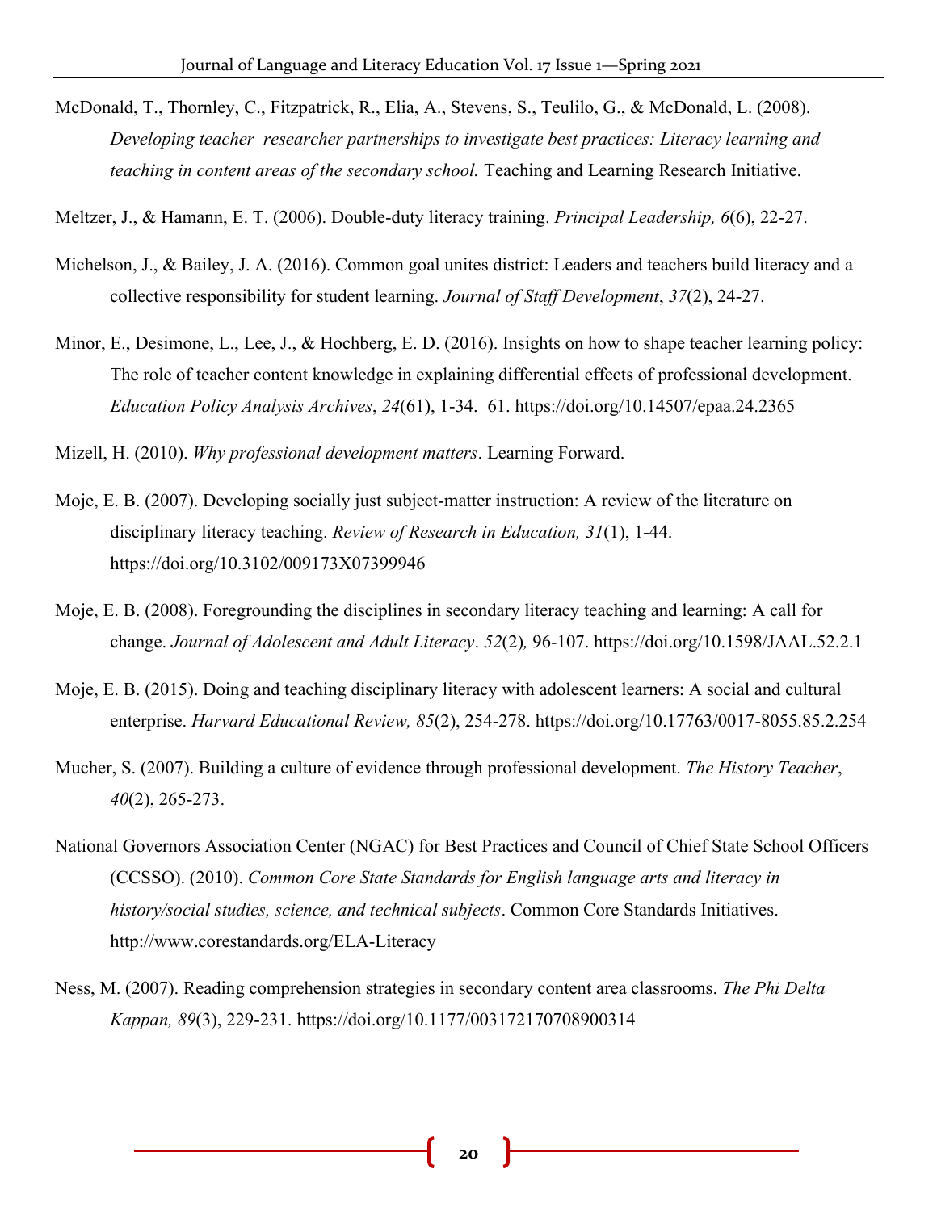McDonald, T., Thornley, C., Fitzpatrick, R., Elia, A., Stevens, S., Teulilo, G., & McDonald, L. (2008). *Developing teacher–researcher partnerships to investigate best practices: Literacy learning and teaching in content areas of the secondary school.* Teaching and Learning Research Initiative.

Meltzer, J., & Hamann, E. T. (2006). Double-duty literacy training. *Principal Leadership, 6*(6), 22-27.

Michelson, J., & Bailey, J. A. (2016). Common goal unites district: Leaders and teachers build literacy and a collective responsibility for student learning. *Journal of Staff Development*, *37*(2), 24-27.

Minor, E., Desimone, L., Lee, J., & Hochberg, E. D. (2016). Insights on how to shape teacher learning policy: The role of teacher content knowledge in explaining differential effects of professional development. *Education Policy Analysis Archives*, *24*(61), 1-34. 61. https://doi.org/10.14507/epaa.24.2365

Mizell, H. (2010). *Why professional development matters*. Learning Forward.

Moje, E. B. (2007). Developing socially just subject-matter instruction: A review of the literature on disciplinary literacy teaching. *Review of Research in Education, 31*(1), 1-44. https://doi.org/10.3102/009173X07399946

Moje, E. B. (2008). Foregrounding the disciplines in secondary literacy teaching and learning: A call for change. *Journal of Adolescent and Adult Literacy*. *52*(2)*,* 96-107. https://doi.org/10.1598/JAAL.52.2.1

Moje, E. B. (2015). Doing and teaching disciplinary literacy with adolescent learners: A social and cultural enterprise. *Harvard Educational Review, 85*(2), 254-278. https://doi.org/10.17763/0017-8055.85.2.254

Mucher, S. (2007). Building a culture of evidence through professional development. *The History Teacher*, *40*(2), 265-273.

National Governors Association Center (NGAC) for Best Practices and Council of Chief State School Officers (CCSSO). (2010). *Common Core State Standards for English language arts and literacy in history/social studies, science, and technical subjects*. Common Core Standards Initiatives. http://www.corestandards.org/ELA-Literacy

Ness, M. (2007). Reading comprehension strategies in secondary content area classrooms. *The Phi Delta Kappan, 89*(3), 229-231. https://doi.org/10.1177/003172170708900314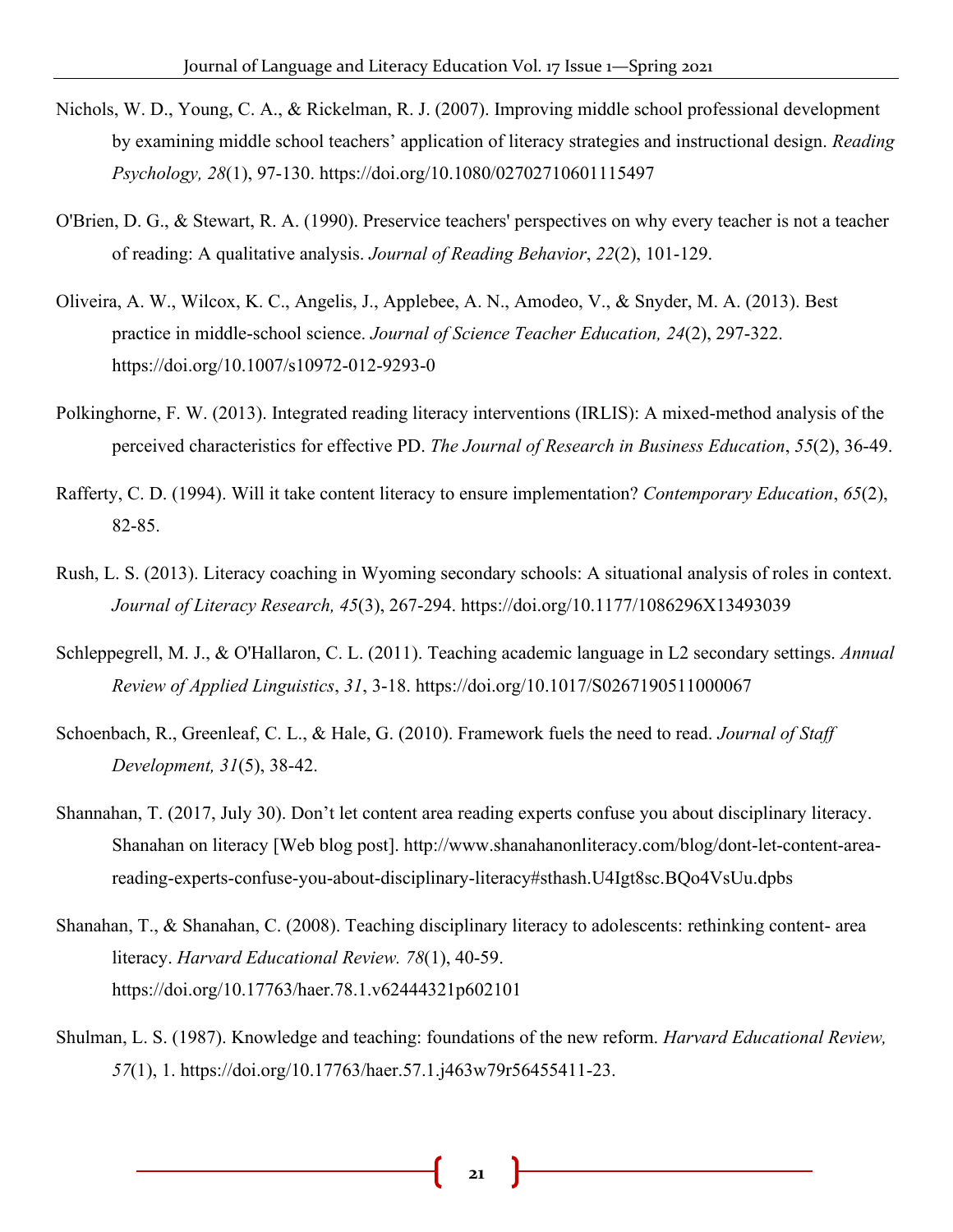Nichols, W. D., Young, C. A., & Rickelman, R. J. (2007). Improving middle school professional development by examining middle school teachers' application of literacy strategies and instructional design. *Reading Psychology, 28*(1), 97-130. https://doi.org/10.1080/02702710601115497

O'Brien, D. G., & Stewart, R. A. (1990). Preservice teachers' perspectives on why every teacher is not a teacher of reading: A qualitative analysis. *Journal of Reading Behavior*, *22*(2), 101-129.

Oliveira, A. W., Wilcox, K. C., Angelis, J., Applebee, A. N., Amodeo, V., & Snyder, M. A. (2013). Best practice in middle-school science. *Journal of Science Teacher Education, 24*(2), 297-322. https://doi.org/10.1007/s10972-012-9293-0

Polkinghorne, F. W. (2013). Integrated reading literacy interventions (IRLIS): A mixed-method analysis of the perceived characteristics for effective PD. *The Journal of Research in Business Education*, *55*(2), 36-49.

Rafferty, C. D. (1994). Will it take content literacy to ensure implementation? *Contemporary Education*, *65*(2), 82-85.

Rush, L. S. (2013). Literacy coaching in Wyoming secondary schools: A situational analysis of roles in context. *Journal of Literacy Research, 45*(3), 267-294. https://doi.org/10.1177/1086296X13493039

Schleppegrell, M. J., & O'Hallaron, C. L. (2011). Teaching academic language in L2 secondary settings. *Annual Review of Applied Linguistics*, *31*, 3-18. https://doi.org/10.1017/S0267190511000067

Schoenbach, R., Greenleaf, C. L., & Hale, G. (2010). Framework fuels the need to read. *Journal of Staff Development, 31*(5), 38-42.

Shannahan, T. (2017, July 30). Don't let content area reading experts confuse you about disciplinary literacy. Shanahan on literacy [Web blog post]. http://www.shanahanonliteracy.com/blog/dont-let-content-area-reading-experts-confuse-you-about-disciplinary-literacy#sthash.U4Igt8sc.BQo4VsUu.dpbs

Shanahan, T., & Shanahan, C. (2008). Teaching disciplinary literacy to adolescents: rethinking content- area literacy. *Harvard Educational Review. 78*(1), 40-59. https://doi.org/10.17763/haer.78.1.v62444321p602101

Shulman, L. S. (1987). Knowledge and teaching: foundations of the new reform. *Harvard Educational Review, 57*(1), 1. https://doi.org/10.17763/haer.57.1.j463w79r56455411-23.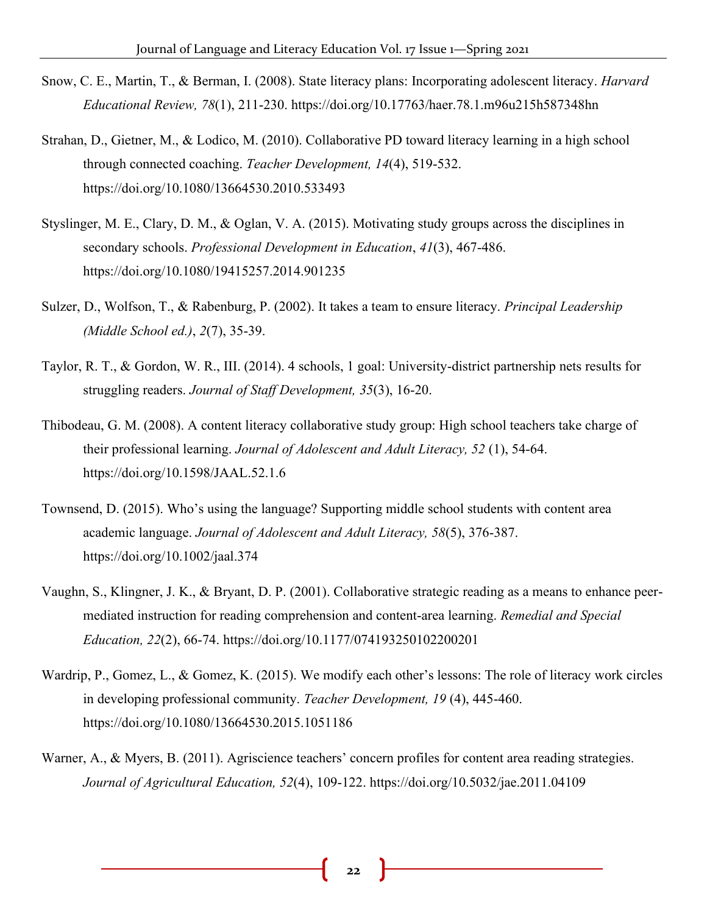Snow, C. E., Martin, T., & Berman, I. (2008). State literacy plans: Incorporating adolescent literacy. *Harvard Educational Review, 78*(1), 211-230. https://doi.org/10.17763/haer.78.1.m96u215h587348hn

Strahan, D., Gietner, M., & Lodico, M. (2010). Collaborative PD toward literacy learning in a high school through connected coaching. *Teacher Development, 14*(4), 519-532. https://doi.org/10.1080/13664530.2010.533493

Styslinger, M. E., Clary, D. M., & Oglan, V. A. (2015). Motivating study groups across the disciplines in secondary schools. *Professional Development in Education*, *41*(3), 467-486. https://doi.org/10.1080/19415257.2014.901235

Sulzer, D., Wolfson, T., & Rabenburg, P. (2002). It takes a team to ensure literacy. *Principal Leadership (Middle School ed.)*, *2*(7), 35-39.

Taylor, R. T., & Gordon, W. R., III. (2014). 4 schools, 1 goal: University-district partnership nets results for struggling readers. *Journal of Staff Development, 35*(3), 16-20.

Thibodeau, G. M. (2008). A content literacy collaborative study group: High school teachers take charge of their professional learning. *Journal of Adolescent and Adult Literacy, 52* (1), 54-64. https://doi.org/10.1598/JAAL.52.1.6

Townsend, D. (2015). Who's using the language? Supporting middle school students with content area academic language. *Journal of Adolescent and Adult Literacy, 58*(5), 376-387. https://doi.org/10.1002/jaal.374

Vaughn, S., Klingner, J. K., & Bryant, D. P. (2001). Collaborative strategic reading as a means to enhance peer-mediated instruction for reading comprehension and content-area learning. *Remedial and Special Education, 22*(2), 66-74. https://doi.org/10.1177/074193250102200201

Wardrip, P., Gomez, L., & Gomez, K. (2015). We modify each other's lessons: The role of literacy work circles in developing professional community. *Teacher Development, 19* (4), 445-460. https://doi.org/10.1080/13664530.2015.1051186

Warner, A., & Myers, B. (2011). Agriscience teachers' concern profiles for content area reading strategies. *Journal of Agricultural Education, 52*(4), 109-122. https://doi.org/10.5032/jae.2011.04109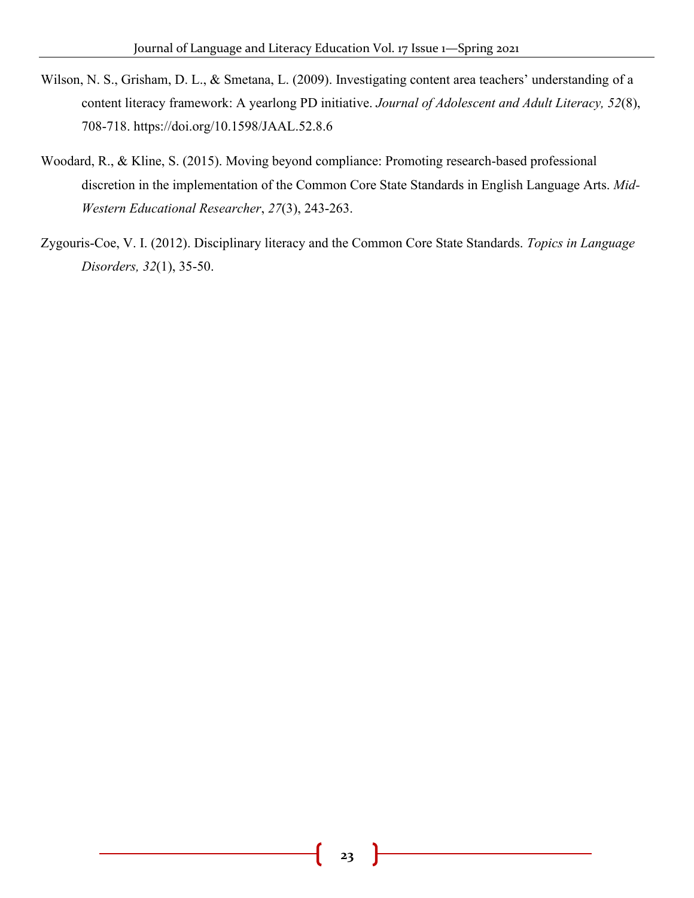Wilson, N. S., Grisham, D. L., & Smetana, L. (2009). Investigating content area teachers' understanding of a content literacy framework: A yearlong PD initiative. *Journal of Adolescent and Adult Literacy, 52*(8), 708-718. https://doi.org/10.1598/JAAL.52.8.6

Woodard, R., & Kline, S. (2015). Moving beyond compliance: Promoting research-based professional discretion in the implementation of the Common Core State Standards in English Language Arts. *Mid-Western Educational Researcher*, *27*(3), 243-263.

Zygouris-Coe, V. I. (2012). Disciplinary literacy and the Common Core State Standards. *Topics in Language Disorders, 32*(1), 35-50.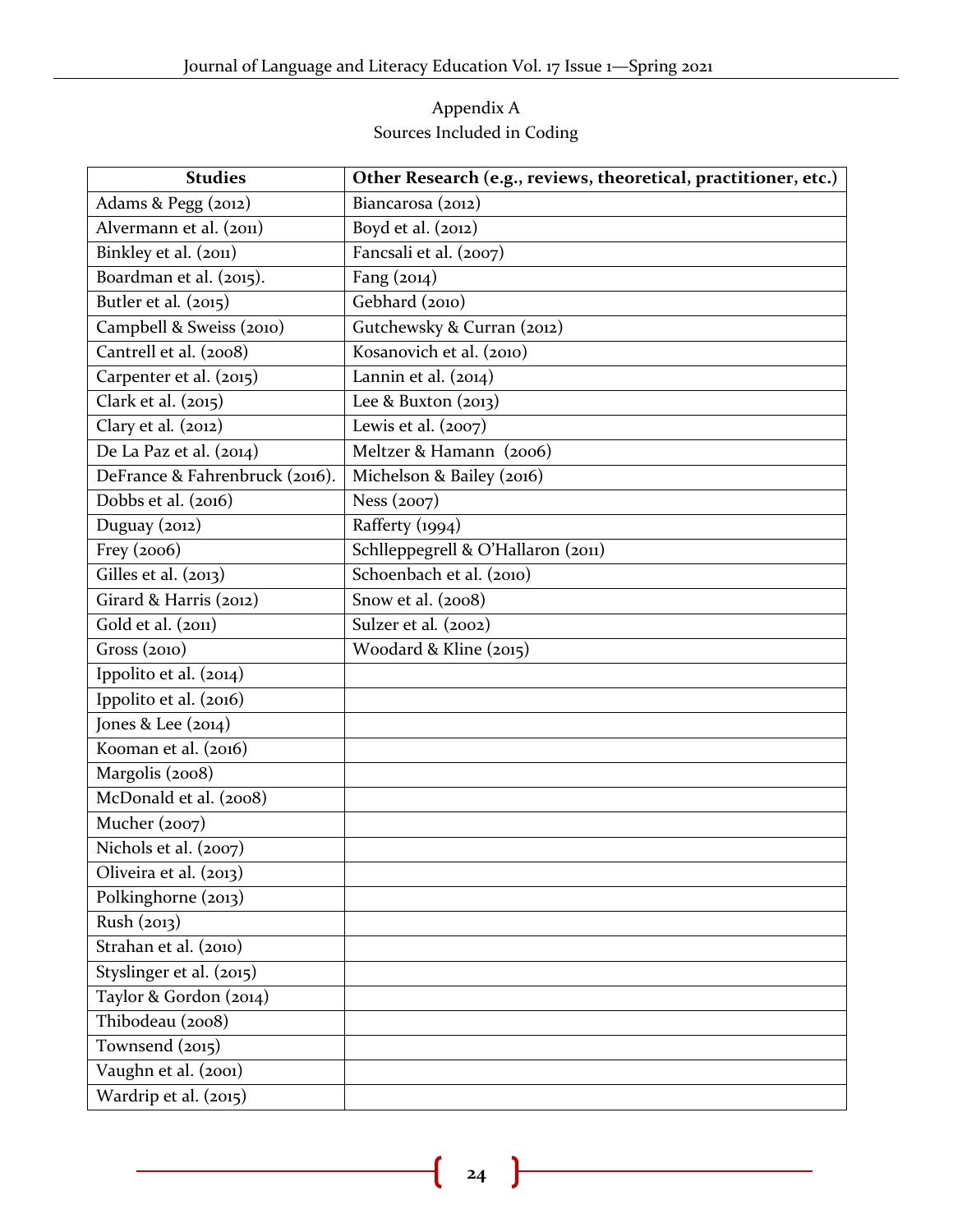Appendix A

Sources Included in Coding

| Studies | Other Research (e.g., reviews, theoretical, practitioner, etc.) |
|---|---|
| Adams & Pegg (2012) | Biancarosa (2012) |
| Alvermann et al. (2011) | Boyd et al. (2012) |
| Binkley et al. (2011) | Fancsali et al. (2007) |
| Boardman et al. (2015). | Fang (2014) |
| Butler et al. (2015) | Gebhard (2010) |
| Campbell & Sweiss (2010) | Gutchewsky & Curran (2012) |
| Cantrell et al. (2008) | Kosanovich et al. (2010) |
| Carpenter et al. (2015) | Lannin et al. (2014) |
| Clark et al. (2015) | Lee & Buxton (2013) |
| Clary et al. (2012) | Lewis et al. (2007) |
| De La Paz et al. (2014) | Meltzer & Hamann (2006) |
| DeFrance & Fahrenbruck (2016). | Michelson & Bailey (2016) |
| Dobbs et al. (2016) | Ness (2007) |
| Duguay (2012) | Rafferty (1994) |
| Frey (2006) | Schlleppegrell & O'Hallaron (2011) |
| Gilles et al. (2013) | Schoenbach et al. (2010) |
| Girard & Harris (2012) | Snow et al. (2008) |
| Gold et al. (2011) | Sulzer et al. (2002) |
| Gross (2010) | Woodard & Kline (2015) |
| Ippolito et al. (2014) | |
| Ippolito et al. (2016) | |
| Jones & Lee (2014) | |
| Kooman et al. (2016) | |
| Margolis (2008) | |
| McDonald et al. (2008) | |
| Mucher (2007) | |
| Nichols et al. (2007) | |
| Oliveira et al. (2013) | |
| Polkinghorne (2013) | |
| Rush (2013) | |
| Strahan et al. (2010) | |
| Styslinger et al. (2015) | |
| Taylor & Gordon (2014) | |
| Thibodeau (2008) | |
| Townsend (2015) | |
| Vaughn et al. (2001) | |
| Wardrip et al. (2015) | |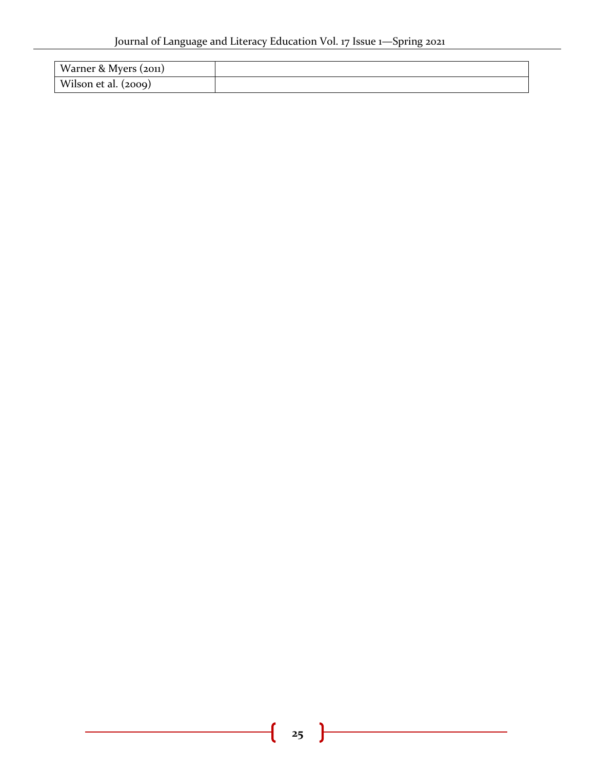| | |
|---|---|
| Warner & Myers (2011) | |
| Wilson et al. (2009) | |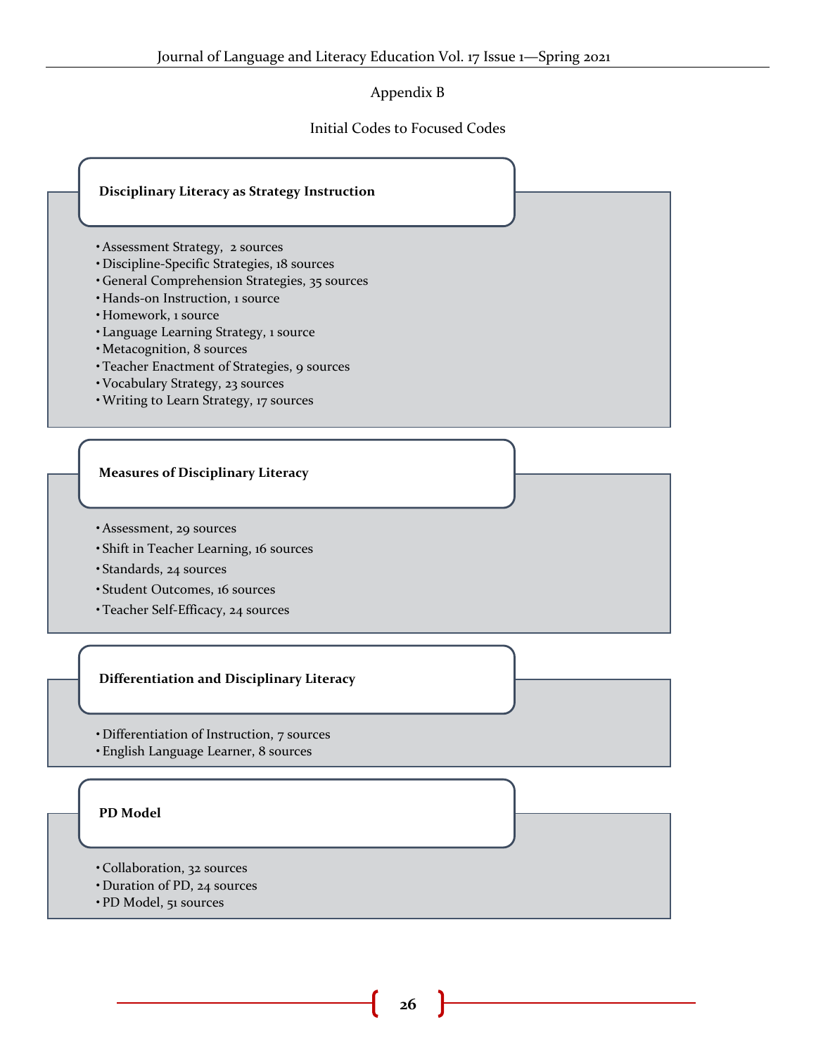## Appendix B

### Initial Codes to Focused Codes

**Disciplinary Literacy as Strategy Instruction**

- Assessment Strategy, 2 sources
- Discipline-Specific Strategies, 18 sources
- General Comprehension Strategies, 35 sources
- Hands-on Instruction, 1 source
- Homework, 1 source
- Language Learning Strategy, 1 source
- Metacognition, 8 sources
- Teacher Enactment of Strategies, 9 sources
- Vocabulary Strategy, 23 sources
- Writing to Learn Strategy, 17 sources

**Measures of Disciplinary Literacy**

- Assessment, 29 sources
- Shift in Teacher Learning, 16 sources
- Standards, 24 sources
- Student Outcomes, 16 sources
- Teacher Self-Efficacy, 24 sources

**Differentiation and Disciplinary Literacy**

- Differentiation of Instruction, 7 sources
- English Language Learner, 8 sources

**PD Model**

- Collaboration, 32 sources
- Duration of PD, 24 sources
- PD Model, 51 sources